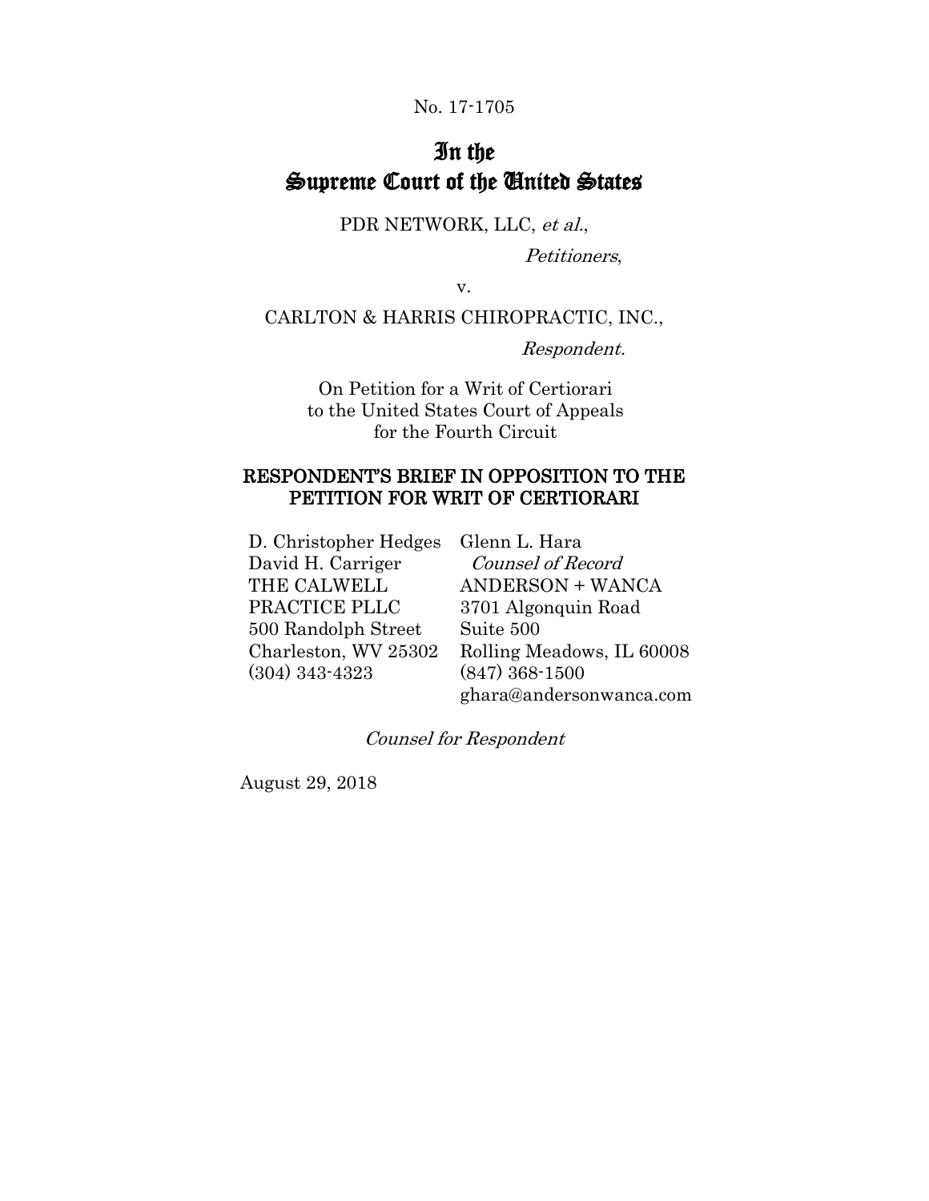No. 17-1705

# In the Supreme Court of the United States

PDR NETWORK, LLC, *et al.*,

*Petitioners*,

v.

CARLTON & HARRIS CHIROPRACTIC, INC.,

*Respondent.*

On Petition for a Writ of Certiorari to the United States Court of Appeals for the Fourth Circuit

## RESPONDENT'S BRIEF IN OPPOSITION TO THE PETITION FOR WRIT OF CERTIORARI

D. Christopher Hedges
David H. Carriger
THE CALWELL PRACTICE PLLC
500 Randolph Street
Charleston, WV 25302
(304) 343-4323

Glenn L. Hara
*Counsel of Record*
ANDERSON + WANCA
3701 Algonquin Road
Suite 500
Rolling Meadows, IL 60008
(847) 368-1500
ghara@andersonwanca.com

*Counsel for Respondent*

August 29, 2018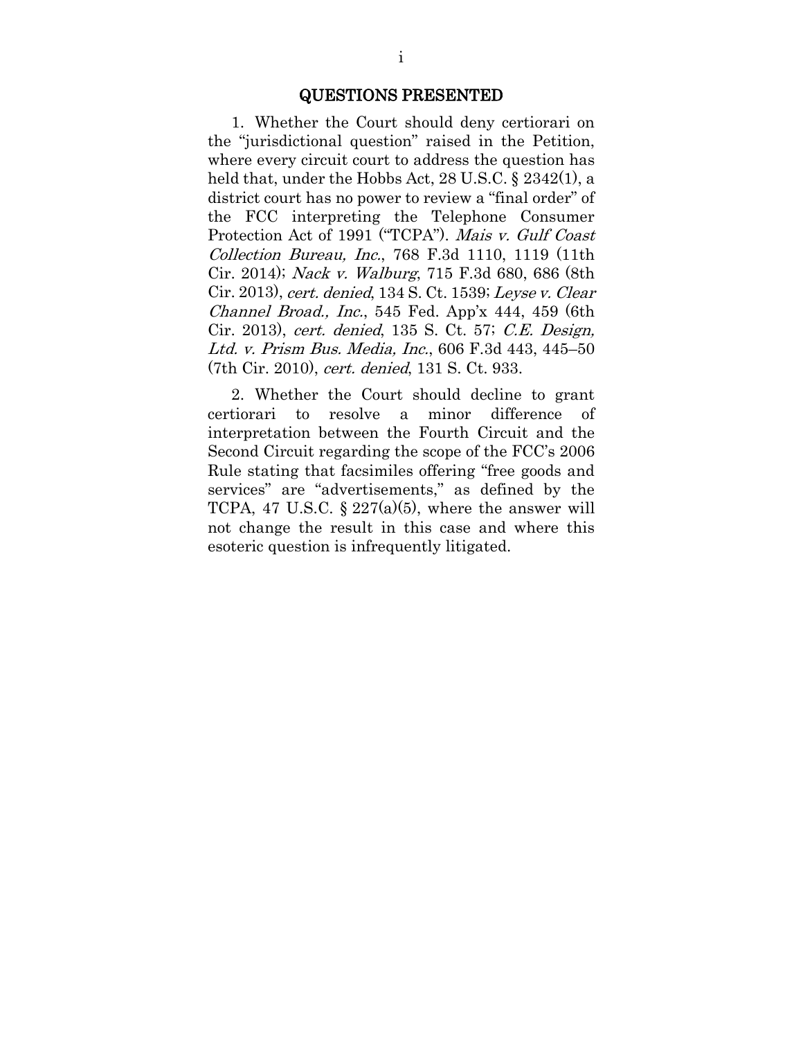## QUESTIONS PRESENTED

1. Whether the Court should deny certiorari on the "jurisdictional question" raised in the Petition, where every circuit court to address the question has held that, under the Hobbs Act, 28 U.S.C. § 2342(1), a district court has no power to review a "final order" of the FCC interpreting the Telephone Consumer Protection Act of 1991 ("TCPA"). *Mais v. Gulf Coast Collection Bureau, Inc.*, 768 F.3d 1110, 1119 (11th Cir. 2014); *Nack v. Walburg*, 715 F.3d 680, 686 (8th Cir. 2013), *cert. denied*, 134 S. Ct. 1539; *Leyse v. Clear Channel Broad., Inc.*, 545 Fed. App'x 444, 459 (6th Cir. 2013), *cert. denied*, 135 S. Ct. 57; *C.E. Design, Ltd. v. Prism Bus. Media, Inc.*, 606 F.3d 443, 445–50 (7th Cir. 2010), *cert. denied*, 131 S. Ct. 933.

2. Whether the Court should decline to grant certiorari to resolve a minor difference of interpretation between the Fourth Circuit and the Second Circuit regarding the scope of the FCC's 2006 Rule stating that facsimiles offering "free goods and services" are "advertisements," as defined by the TCPA, 47 U.S.C. § 227(a)(5), where the answer will not change the result in this case and where this esoteric question is infrequently litigated.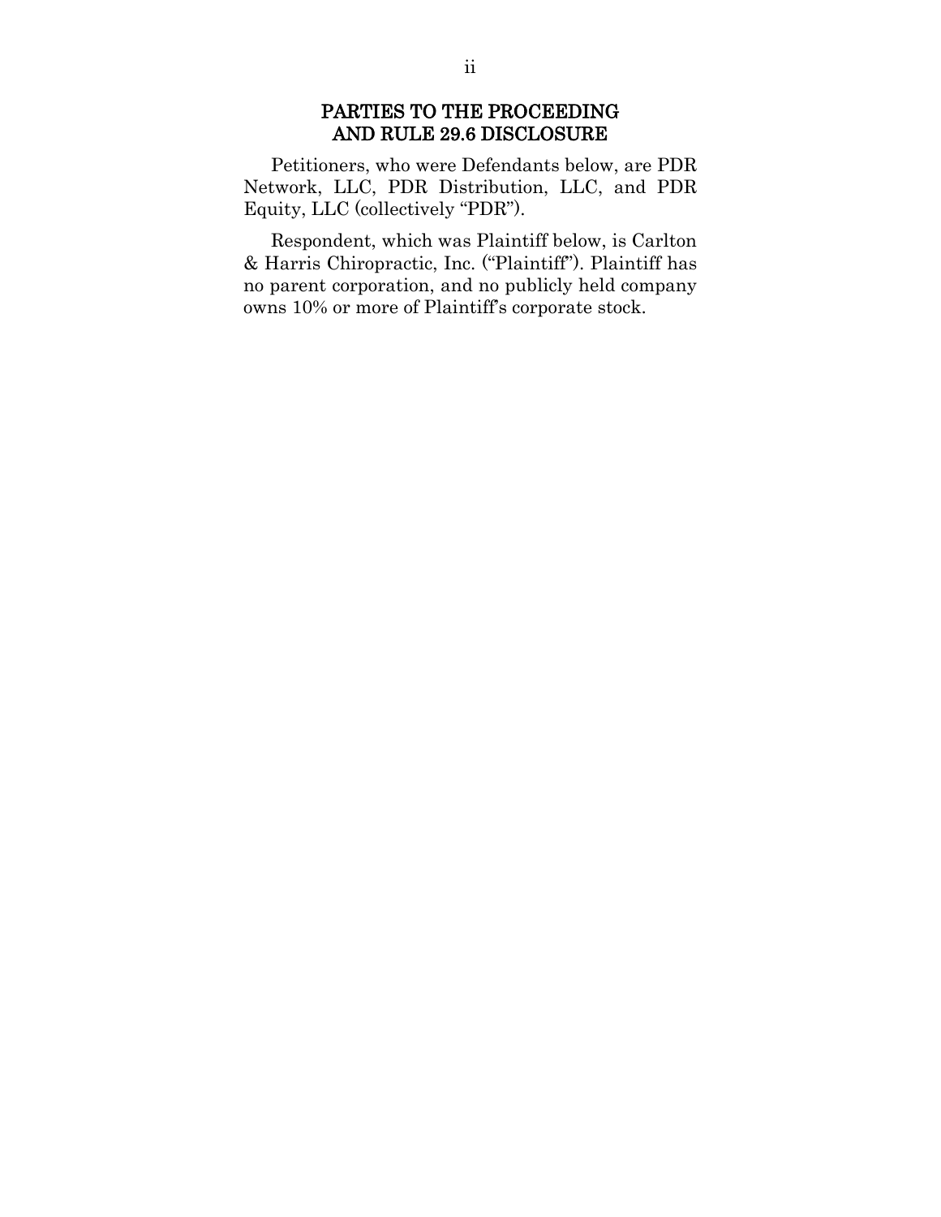## PARTIES TO THE PROCEEDING AND RULE 29.6 DISCLOSURE

Petitioners, who were Defendants below, are PDR Network, LLC, PDR Distribution, LLC, and PDR Equity, LLC (collectively "PDR").

Respondent, which was Plaintiff below, is Carlton & Harris Chiropractic, Inc. ("Plaintiff"). Plaintiff has no parent corporation, and no publicly held company owns 10% or more of Plaintiff's corporate stock.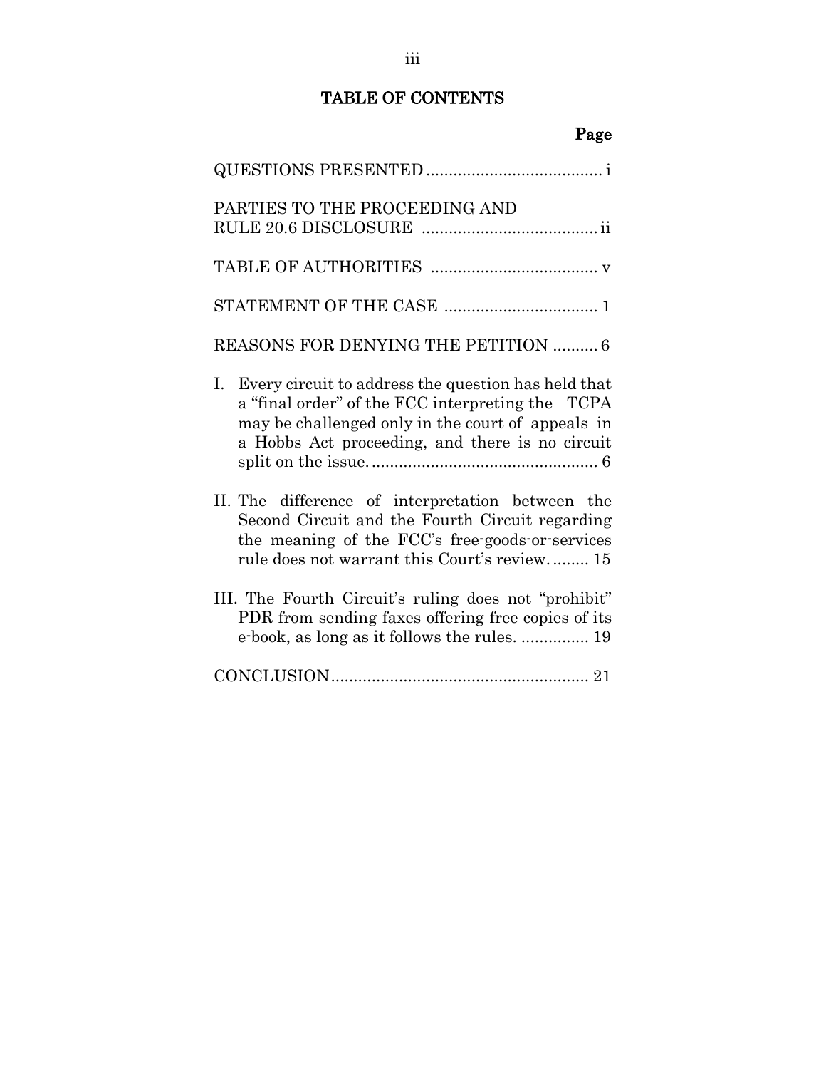## TABLE OF CONTENTS

| | Page |
|---|---|
| QUESTIONS PRESENTED | i |
| PARTIES TO THE PROCEEDING AND RULE 20.6 DISCLOSURE | ii |
| TABLE OF AUTHORITIES | v |
| STATEMENT OF THE CASE | 1 |
| REASONS FOR DENYING THE PETITION | 6 |
| I. Every circuit to address the question has held that a "final order" of the FCC interpreting the TCPA may be challenged only in the court of appeals in a Hobbs Act proceeding, and there is no circuit split on the issue. | 6 |
| II. The difference of interpretation between the Second Circuit and the Fourth Circuit regarding the meaning of the FCC's free-goods-or-services rule does not warrant this Court's review. | 15 |
| III. The Fourth Circuit's ruling does not "prohibit" PDR from sending faxes offering free copies of its e-book, as long as it follows the rules. | 19 |
| CONCLUSION | 21 |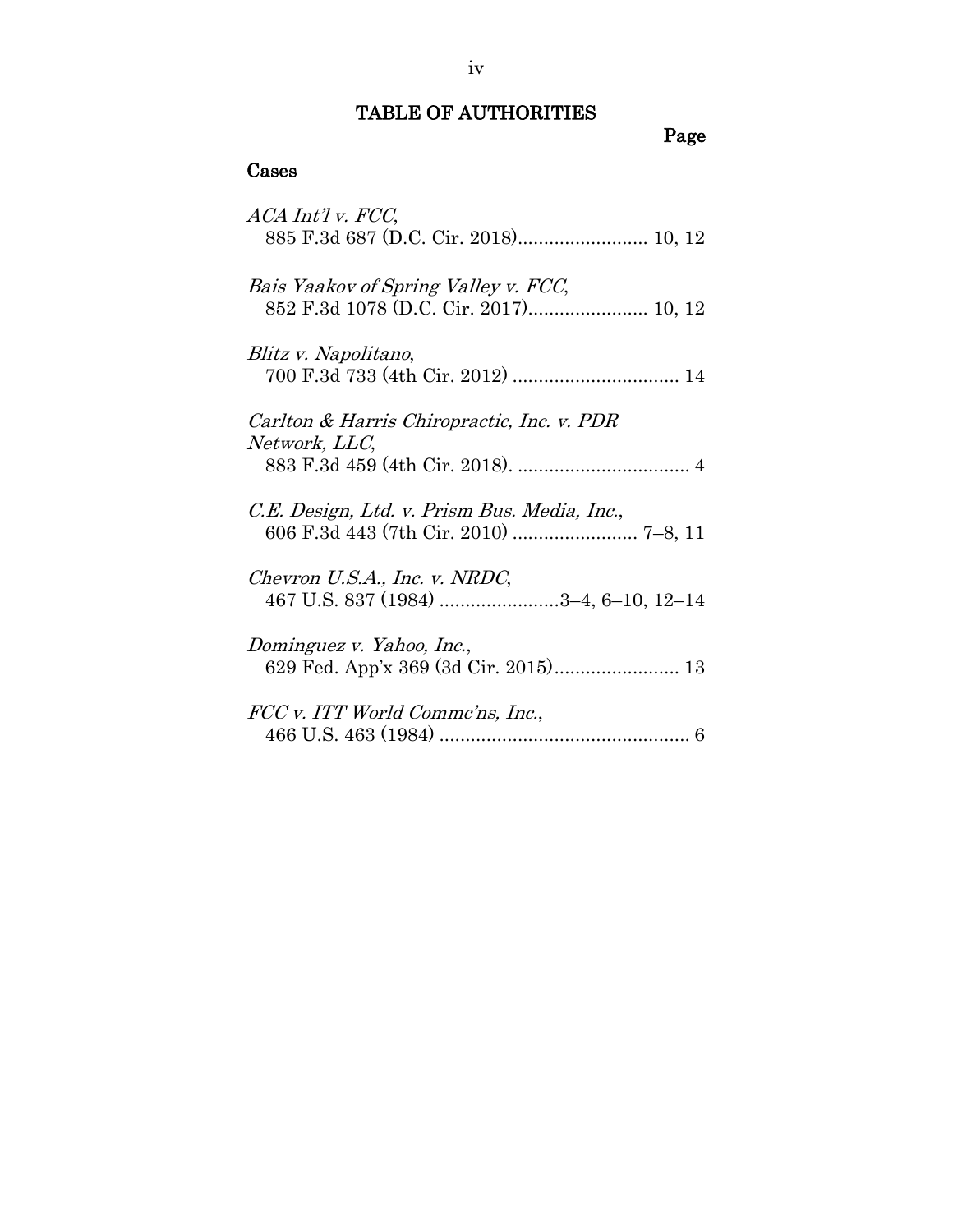# TABLE OF AUTHORITIES

Page

## Cases

*ACA Int'l v. FCC*,
885 F.3d 687 (D.C. Cir. 2018)......................... 10, 12

*Bais Yaakov of Spring Valley v. FCC*,
852 F.3d 1078 (D.C. Cir. 2017)....................... 10, 12

*Blitz v. Napolitano*,
700 F.3d 733 (4th Cir. 2012) ................................ 14

*Carlton & Harris Chiropractic, Inc. v. PDR Network, LLC*,
883 F.3d 459 (4th Cir. 2018). ................................ 4

*C.E. Design, Ltd. v. Prism Bus. Media, Inc.*,
606 F.3d 443 (7th Cir. 2010) ........................ 7–8, 11

*Chevron U.S.A., Inc. v. NRDC*,
467 U.S. 837 (1984) .......................3–4, 6–10, 12–14

*Dominguez v. Yahoo, Inc.*,
629 Fed. App'x 369 (3d Cir. 2015)........................ 13

*FCC v. ITT World Commc'ns, Inc.*,
466 U.S. 463 (1984) ................................................ 6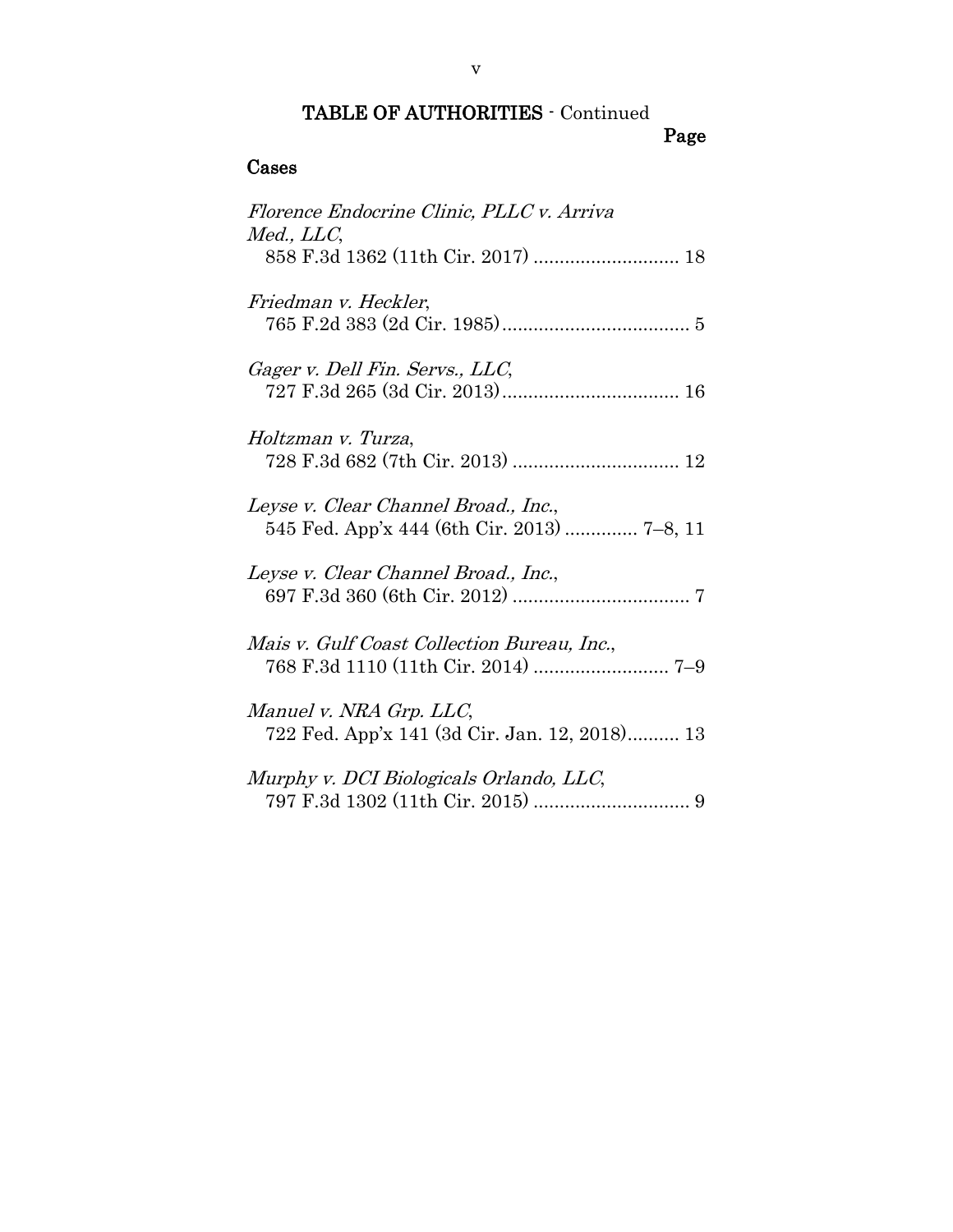## TABLE OF AUTHORITIES - Continued

**Page**

### Cases

*Florence Endocrine Clinic, PLLC v. Arriva Med., LLC*, 858 F.3d 1362 (11th Cir. 2017) ........................... 18

*Friedman v. Heckler*, 765 F.2d 383 (2d Cir. 1985)................................... 5

*Gager v. Dell Fin. Servs., LLC*, 727 F.3d 265 (3d Cir. 2013)................................. 16

*Holtzman v. Turza*, 728 F.3d 682 (7th Cir. 2013) ................................ 12

*Leyse v. Clear Channel Broad., Inc.*, 545 Fed. App'x 444 (6th Cir. 2013) ............. 7–8, 11

*Leyse v. Clear Channel Broad., Inc.*, 697 F.3d 360 (6th Cir. 2012) ................................. 7

*Mais v. Gulf Coast Collection Bureau, Inc.*, 768 F.3d 1110 (11th Cir. 2014) ......................... 7–9

*Manuel v. NRA Grp. LLC*, 722 Fed. App'x 141 (3d Cir. Jan. 12, 2018).......... 13

*Murphy v. DCI Biologicals Orlando, LLC*, 797 F.3d 1302 (11th Cir. 2015) ............................. 9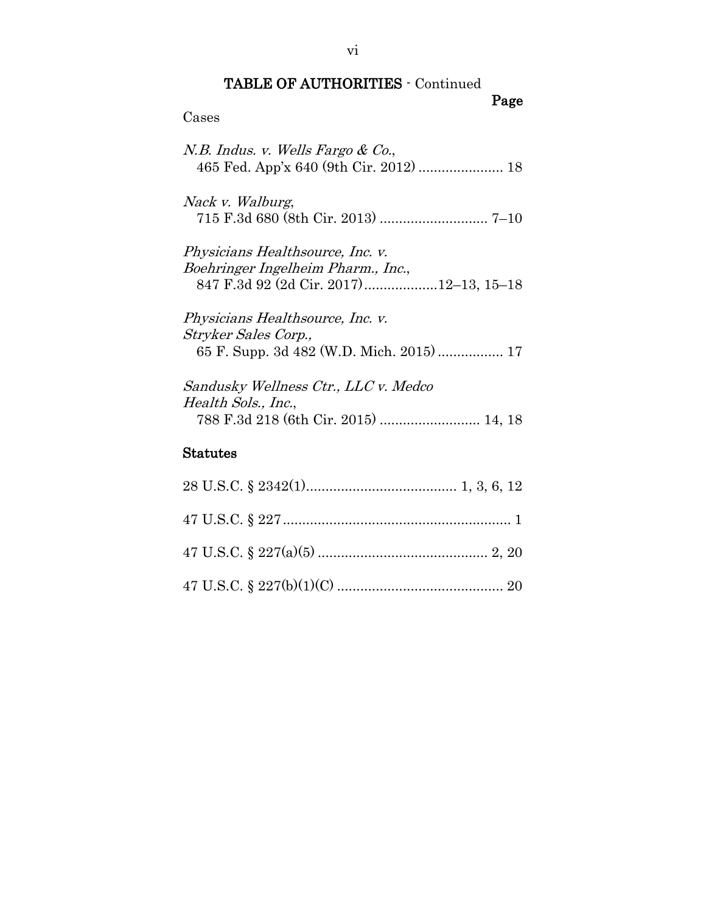## TABLE OF AUTHORITIES - Continued

**Page**

Cases

*N.B. Indus. v. Wells Fargo & Co.*,
465 Fed. App'x 640 (9th Cir. 2012) ...................... 18

*Nack v. Walburg*,
715 F.3d 680 (8th Cir. 2013) ............................ 7–10

*Physicians Healthsource, Inc. v. Boehringer Ingelheim Pharm., Inc.*,
847 F.3d 92 (2d Cir. 2017)...................12–13, 15–18

*Physicians Healthsource, Inc. v. Stryker Sales Corp.,*
65 F. Supp. 3d 482 (W.D. Mich. 2015)................. 17

*Sandusky Wellness Ctr., LLC v. Medco Health Sols., Inc.*,
788 F.3d 218 (6th Cir. 2015) .......................... 14, 18

### Statutes

28 U.S.C. § 2342(1)....................................... 1, 3, 6, 12

47 U.S.C. § 227........................................................... 1

47 U.S.C. § 227(a)(5) ............................................ 2, 20

47 U.S.C. § 227(b)(1)(C) ........................................... 20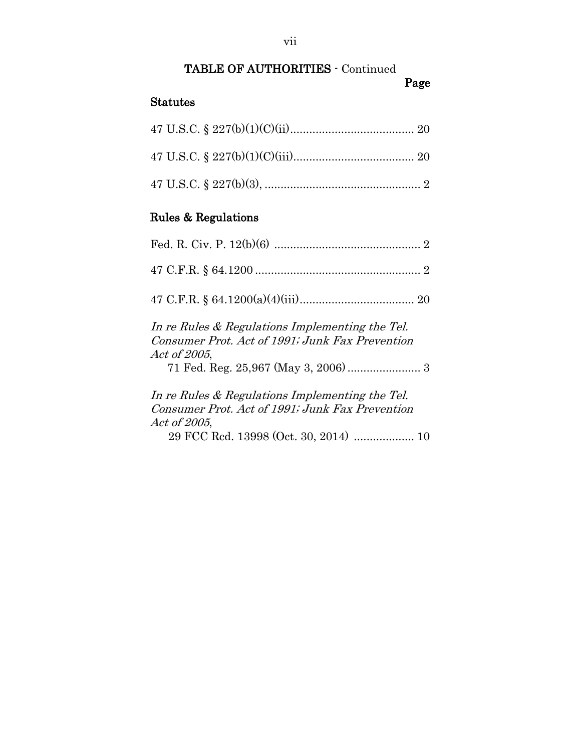## TABLE OF AUTHORITIES - Continued

**Page**

### Statutes

47 U.S.C. § 227(b)(1)(C)(ii) ...................................... 20

47 U.S.C. § 227(b)(1)(C)(iii) ..................................... 20

47 U.S.C. § 227(b)(3), ................................................ 2

### Rules & Regulations

Fed. R. Civ. P. 12(b)(6) ............................................. 2

47 C.F.R. § 64.1200 .................................................... 2

47 C.F.R. § 64.1200(a)(4)(iii) .................................... 20

*In re Rules & Regulations Implementing the Tel. Consumer Prot. Act of 1991; Junk Fax Prevention Act of 2005*,
71 Fed. Reg. 25,967 (May 3, 2006) ....................... 3

*In re Rules & Regulations Implementing the Tel. Consumer Prot. Act of 1991; Junk Fax Prevention Act of 2005*,
29 FCC Rcd. 13998 (Oct. 30, 2014) .................. 10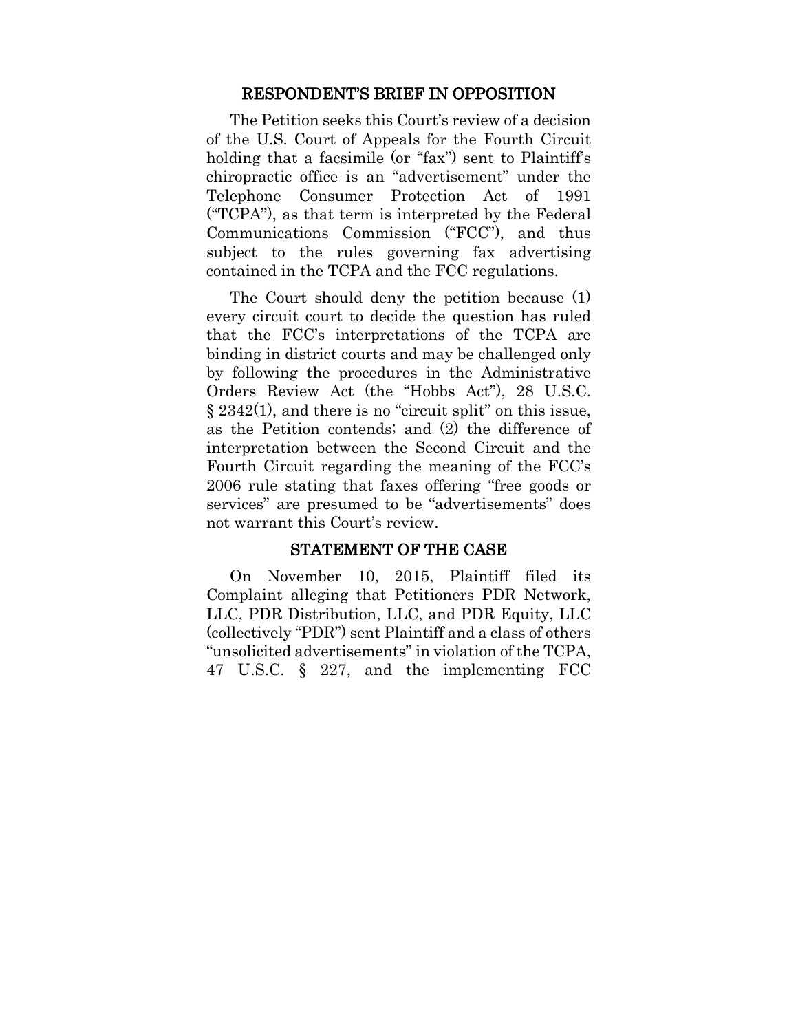## RESPONDENT'S BRIEF IN OPPOSITION

The Petition seeks this Court's review of a decision of the U.S. Court of Appeals for the Fourth Circuit holding that a facsimile (or "fax") sent to Plaintiff's chiropractic office is an "advertisement" under the Telephone Consumer Protection Act of 1991 ("TCPA"), as that term is interpreted by the Federal Communications Commission ("FCC"), and thus subject to the rules governing fax advertising contained in the TCPA and the FCC regulations.

The Court should deny the petition because (1) every circuit court to decide the question has ruled that the FCC's interpretations of the TCPA are binding in district courts and may be challenged only by following the procedures in the Administrative Orders Review Act (the "Hobbs Act"), 28 U.S.C. § 2342(1), and there is no "circuit split" on this issue, as the Petition contends; and (2) the difference of interpretation between the Second Circuit and the Fourth Circuit regarding the meaning of the FCC's 2006 rule stating that faxes offering "free goods or services" are presumed to be "advertisements" does not warrant this Court's review.

## STATEMENT OF THE CASE

On November 10, 2015, Plaintiff filed its Complaint alleging that Petitioners PDR Network, LLC, PDR Distribution, LLC, and PDR Equity, LLC (collectively "PDR") sent Plaintiff and a class of others "unsolicited advertisements" in violation of the TCPA, 47 U.S.C. § 227, and the implementing FCC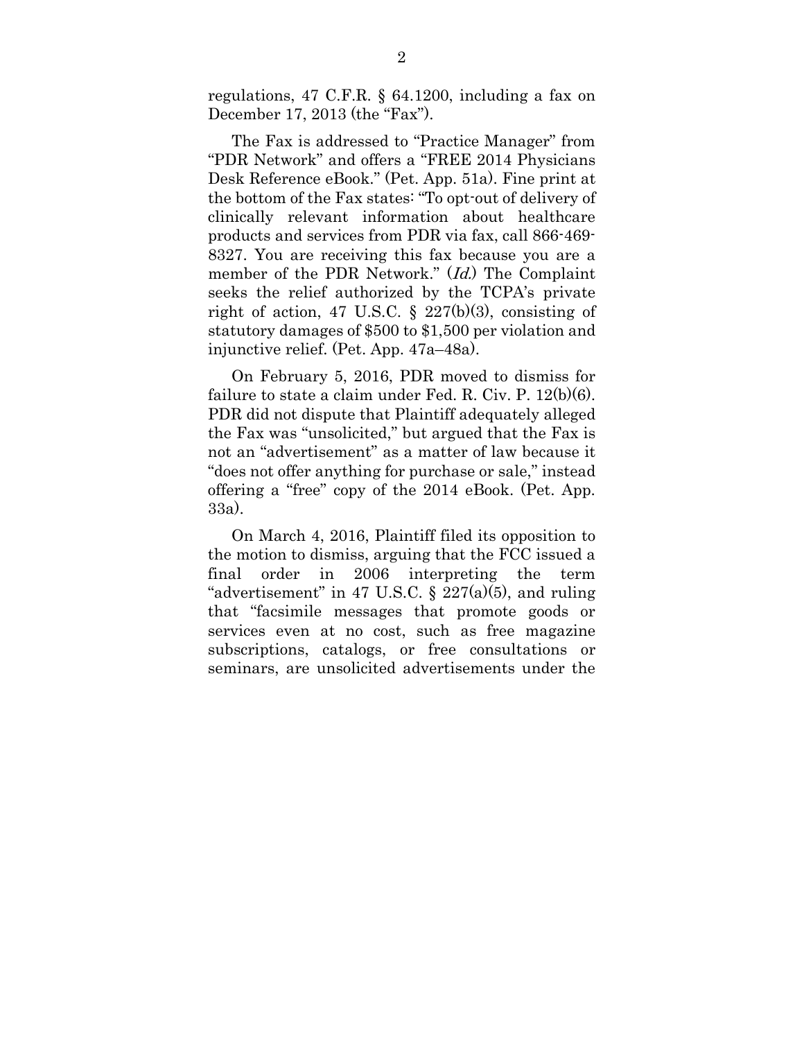regulations, 47 C.F.R. § 64.1200, including a fax on December 17, 2013 (the "Fax").

The Fax is addressed to "Practice Manager" from "PDR Network" and offers a "FREE 2014 Physicians Desk Reference eBook." (Pet. App. 51a). Fine print at the bottom of the Fax states: "To opt-out of delivery of clinically relevant information about healthcare products and services from PDR via fax, call 866-469-8327. You are receiving this fax because you are a member of the PDR Network." (*Id.*) The Complaint seeks the relief authorized by the TCPA's private right of action, 47 U.S.C. § 227(b)(3), consisting of statutory damages of $500 to $1,500 per violation and injunctive relief. (Pet. App. 47a–48a).

On February 5, 2016, PDR moved to dismiss for failure to state a claim under Fed. R. Civ. P. 12(b)(6). PDR did not dispute that Plaintiff adequately alleged the Fax was "unsolicited," but argued that the Fax is not an "advertisement" as a matter of law because it "does not offer anything for purchase or sale," instead offering a "free" copy of the 2014 eBook. (Pet. App. 33a).

On March 4, 2016, Plaintiff filed its opposition to the motion to dismiss, arguing that the FCC issued a final order in 2006 interpreting the term "advertisement" in 47 U.S.C. § 227(a)(5), and ruling that "facsimile messages that promote goods or services even at no cost, such as free magazine subscriptions, catalogs, or free consultations or seminars, are unsolicited advertisements under the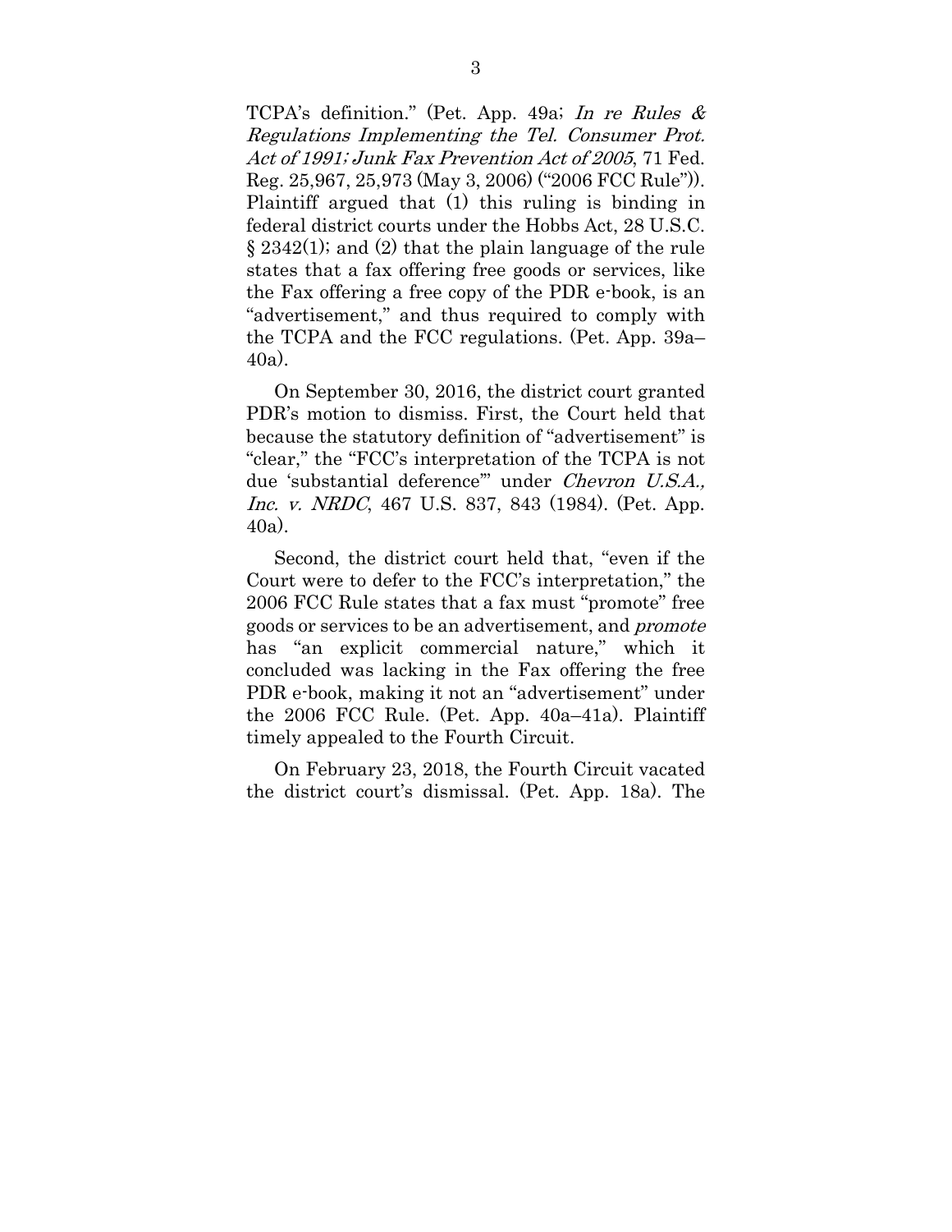TCPA's definition." (Pet. App. 49a; *In re Rules & Regulations Implementing the Tel. Consumer Prot. Act of 1991; Junk Fax Prevention Act of 2005*, 71 Fed. Reg. 25,967, 25,973 (May 3, 2006) ("2006 FCC Rule")). Plaintiff argued that (1) this ruling is binding in federal district courts under the Hobbs Act, 28 U.S.C. § 2342(1); and (2) that the plain language of the rule states that a fax offering free goods or services, like the Fax offering a free copy of the PDR e-book, is an "advertisement," and thus required to comply with the TCPA and the FCC regulations. (Pet. App. 39a–40a).

On September 30, 2016, the district court granted PDR's motion to dismiss. First, the Court held that because the statutory definition of "advertisement" is "clear," the "FCC's interpretation of the TCPA is not due 'substantial deference'" under *Chevron U.S.A., Inc. v. NRDC*, 467 U.S. 837, 843 (1984). (Pet. App. 40a).

Second, the district court held that, "even if the Court were to defer to the FCC's interpretation," the 2006 FCC Rule states that a fax must "promote" free goods or services to be an advertisement, and *promote* has "an explicit commercial nature," which it concluded was lacking in the Fax offering the free PDR e-book, making it not an "advertisement" under the 2006 FCC Rule. (Pet. App. 40a–41a). Plaintiff timely appealed to the Fourth Circuit.

On February 23, 2018, the Fourth Circuit vacated the district court's dismissal. (Pet. App. 18a). The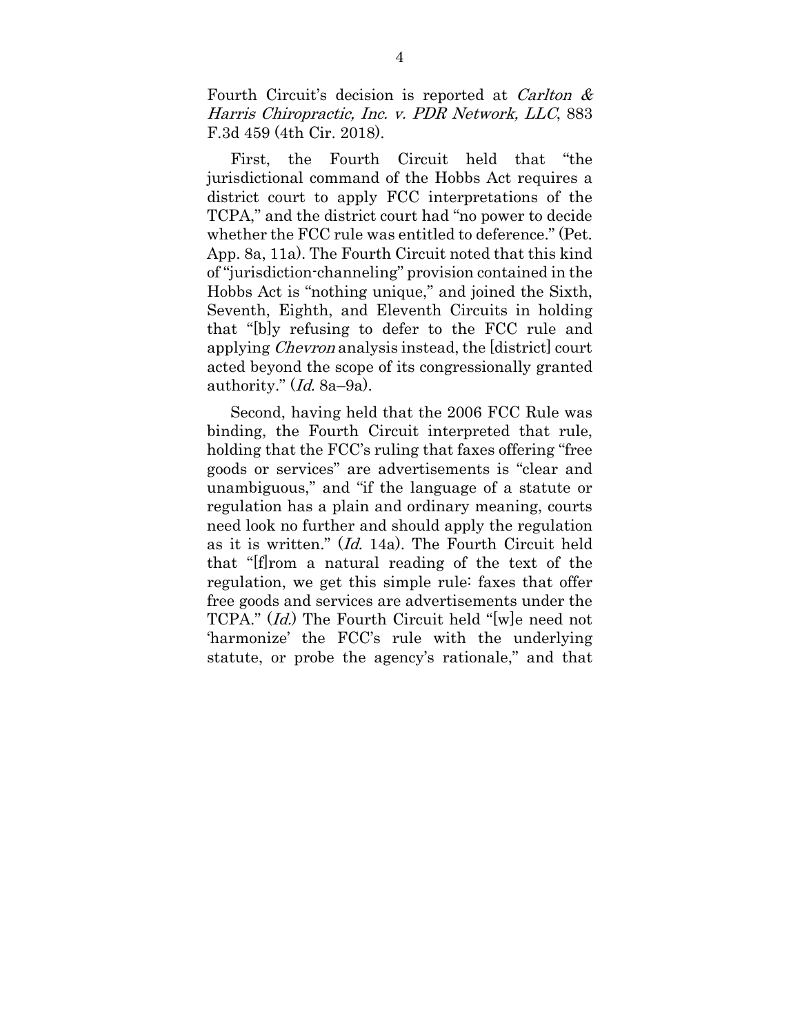Fourth Circuit's decision is reported at *Carlton & Harris Chiropractic, Inc. v. PDR Network, LLC*, 883 F.3d 459 (4th Cir. 2018).

First, the Fourth Circuit held that "the jurisdictional command of the Hobbs Act requires a district court to apply FCC interpretations of the TCPA," and the district court had "no power to decide whether the FCC rule was entitled to deference." (Pet. App. 8a, 11a). The Fourth Circuit noted that this kind of "jurisdiction-channeling" provision contained in the Hobbs Act is "nothing unique," and joined the Sixth, Seventh, Eighth, and Eleventh Circuits in holding that "[b]y refusing to defer to the FCC rule and applying *Chevron* analysis instead, the [district] court acted beyond the scope of its congressionally granted authority." (*Id.* 8a–9a).

Second, having held that the 2006 FCC Rule was binding, the Fourth Circuit interpreted that rule, holding that the FCC's ruling that faxes offering "free goods or services" are advertisements is "clear and unambiguous," and "if the language of a statute or regulation has a plain and ordinary meaning, courts need look no further and should apply the regulation as it is written." (*Id.* 14a). The Fourth Circuit held that "[f]rom a natural reading of the text of the regulation, we get this simple rule: faxes that offer free goods and services are advertisements under the TCPA." (*Id.*) The Fourth Circuit held "[w]e need not 'harmonize' the FCC's rule with the underlying statute, or probe the agency's rationale," and that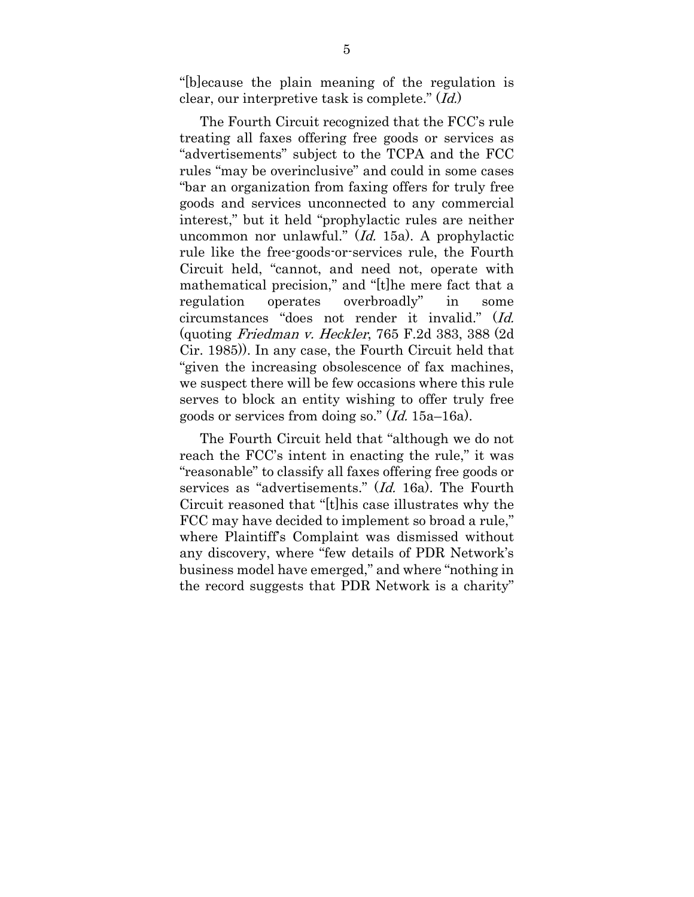"[b]ecause the plain meaning of the regulation is clear, our interpretive task is complete." (*Id.*)

The Fourth Circuit recognized that the FCC's rule treating all faxes offering free goods or services as "advertisements" subject to the TCPA and the FCC rules "may be overinclusive" and could in some cases "bar an organization from faxing offers for truly free goods and services unconnected to any commercial interest," but it held "prophylactic rules are neither uncommon nor unlawful." (*Id.* 15a). A prophylactic rule like the free-goods-or-services rule, the Fourth Circuit held, "cannot, and need not, operate with mathematical precision," and "[t]he mere fact that a regulation operates overbroadly" in some circumstances "does not render it invalid." (*Id.* (quoting *Friedman v. Heckler*, 765 F.2d 383, 388 (2d Cir. 1985)). In any case, the Fourth Circuit held that "given the increasing obsolescence of fax machines, we suspect there will be few occasions where this rule serves to block an entity wishing to offer truly free goods or services from doing so." (*Id.* 15a–16a).

The Fourth Circuit held that "although we do not reach the FCC's intent in enacting the rule," it was "reasonable" to classify all faxes offering free goods or services as "advertisements." (*Id.* 16a). The Fourth Circuit reasoned that "[t]his case illustrates why the FCC may have decided to implement so broad a rule," where Plaintiff's Complaint was dismissed without any discovery, where "few details of PDR Network's business model have emerged," and where "nothing in the record suggests that PDR Network is a charity"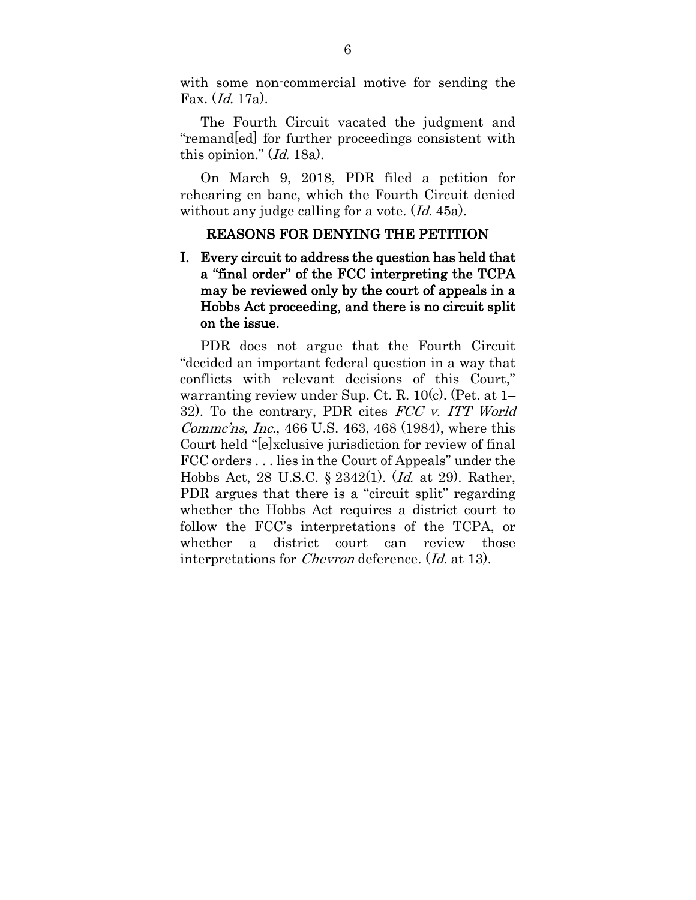with some non-commercial motive for sending the Fax. (*Id.* 17a).

The Fourth Circuit vacated the judgment and "remand[ed] for further proceedings consistent with this opinion." (*Id.* 18a).

On March 9, 2018, PDR filed a petition for rehearing en banc, which the Fourth Circuit denied without any judge calling for a vote. (*Id.* 45a).

## REASONS FOR DENYING THE PETITION

### I. Every circuit to address the question has held that a "final order" of the FCC interpreting the TCPA may be reviewed only by the court of appeals in a Hobbs Act proceeding, and there is no circuit split on the issue.

PDR does not argue that the Fourth Circuit "decided an important federal question in a way that conflicts with relevant decisions of this Court," warranting review under Sup. Ct. R. 10(c). (Pet. at 1–32). To the contrary, PDR cites *FCC v. ITT World Commc'ns, Inc.*, 466 U.S. 463, 468 (1984), where this Court held "[e]xclusive jurisdiction for review of final FCC orders . . . lies in the Court of Appeals" under the Hobbs Act, 28 U.S.C. § 2342(1). (*Id.* at 29). Rather, PDR argues that there is a "circuit split" regarding whether the Hobbs Act requires a district court to follow the FCC's interpretations of the TCPA, or whether a district court can review those interpretations for *Chevron* deference. (*Id.* at 13).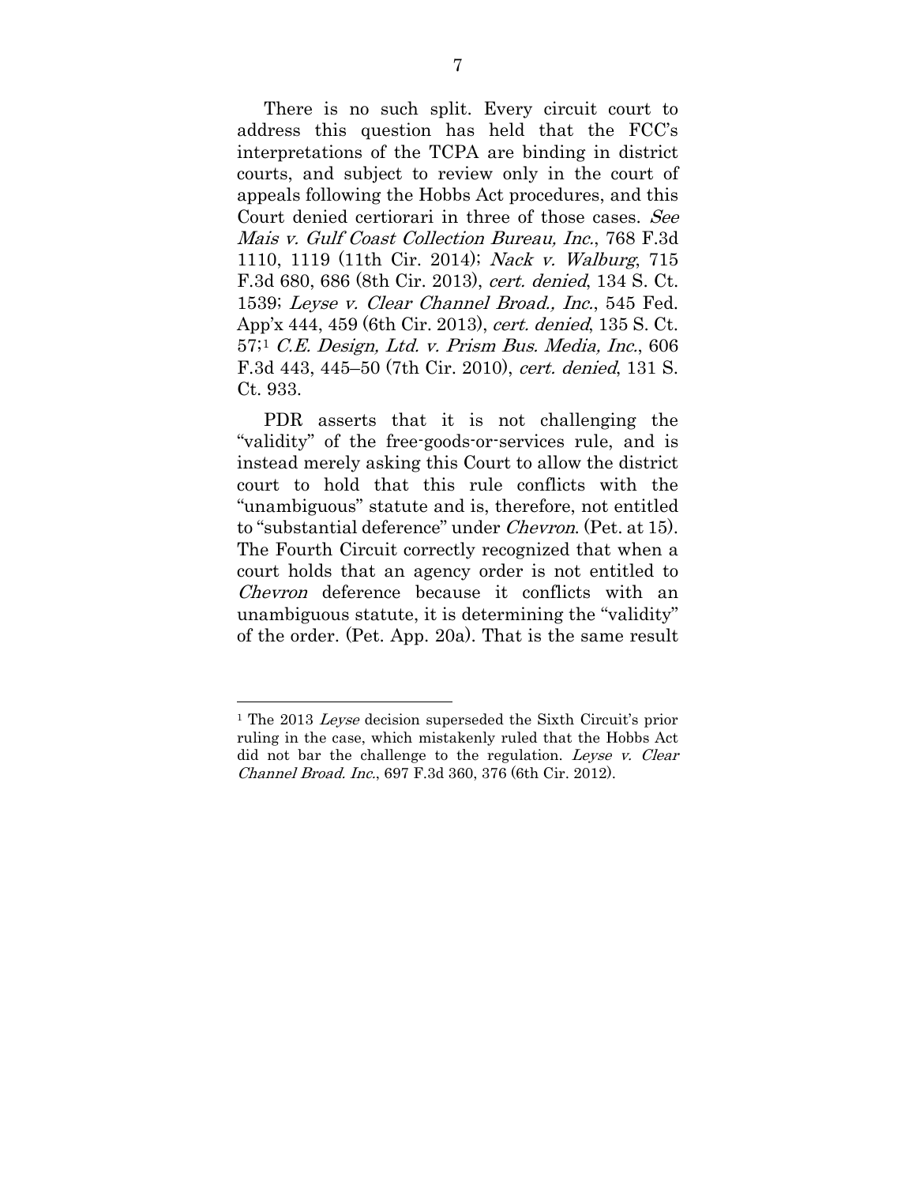There is no such split. Every circuit court to address this question has held that the FCC's interpretations of the TCPA are binding in district courts, and subject to review only in the court of appeals following the Hobbs Act procedures, and this Court denied certiorari in three of those cases. *See Mais v. Gulf Coast Collection Bureau, Inc.*, 768 F.3d 1110, 1119 (11th Cir. 2014); *Nack v. Walburg*, 715 F.3d 680, 686 (8th Cir. 2013), *cert. denied*, 134 S. Ct. 1539; *Leyse v. Clear Channel Broad., Inc.*, 545 Fed. App'x 444, 459 (6th Cir. 2013), *cert. denied*, 135 S. Ct. 57;[1] *C.E. Design, Ltd. v. Prism Bus. Media, Inc.*, 606 F.3d 443, 445–50 (7th Cir. 2010), *cert. denied*, 131 S. Ct. 933.

PDR asserts that it is not challenging the "validity" of the free-goods-or-services rule, and is instead merely asking this Court to allow the district court to hold that this rule conflicts with the "unambiguous" statute and is, therefore, not entitled to "substantial deference" under *Chevron*. (Pet. at 15). The Fourth Circuit correctly recognized that when a court holds that an agency order is not entitled to *Chevron* deference because it conflicts with an unambiguous statute, it is determining the "validity" of the order. (Pet. App. 20a). That is the same result

---

[1] The 2013 *Leyse* decision superseded the Sixth Circuit's prior ruling in the case, which mistakenly ruled that the Hobbs Act did not bar the challenge to the regulation. *Leyse v. Clear Channel Broad. Inc.*, 697 F.3d 360, 376 (6th Cir. 2012).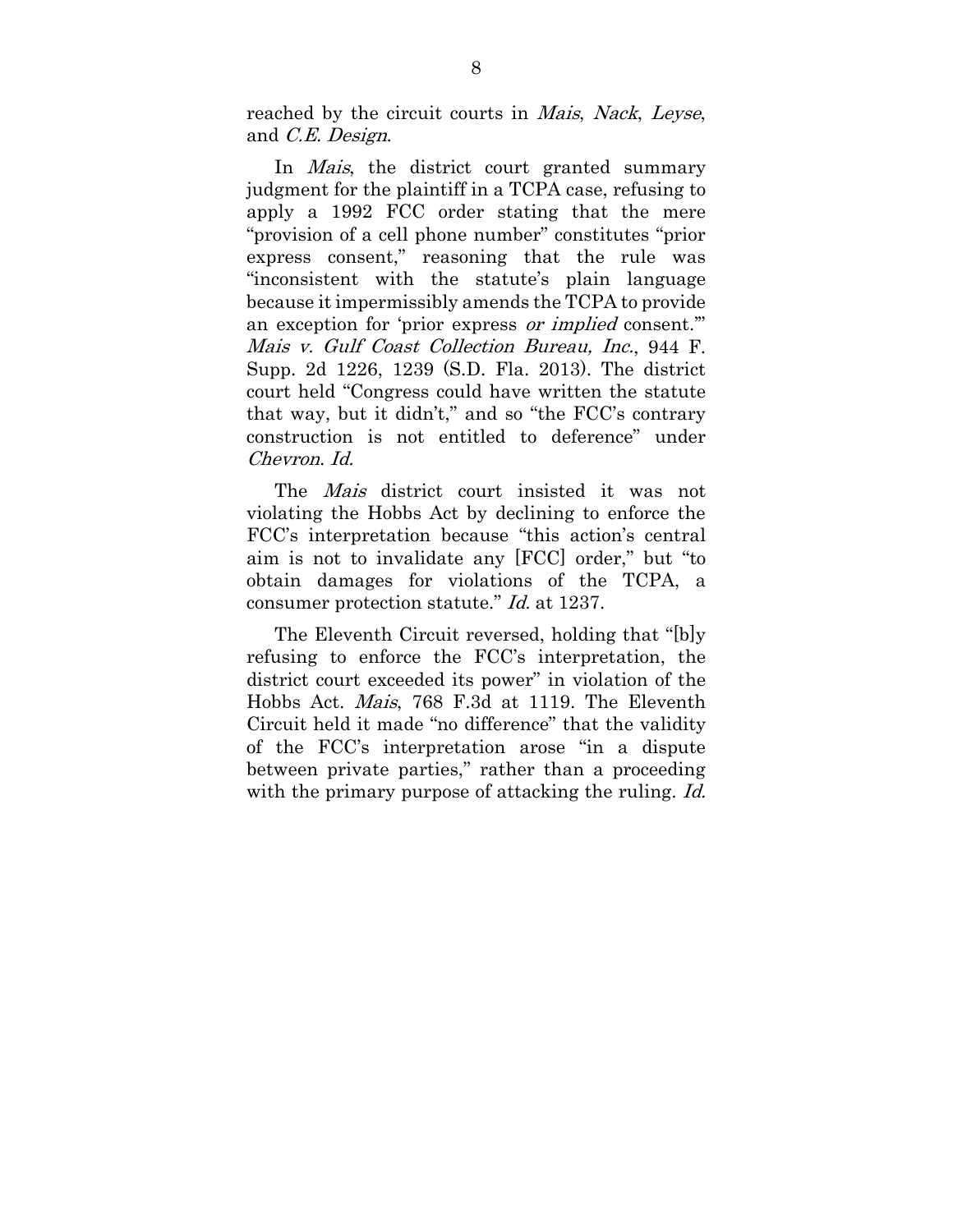reached by the circuit courts in *Mais*, *Nack*, *Leyse*, and *C.E. Design*.

In *Mais*, the district court granted summary judgment for the plaintiff in a TCPA case, refusing to apply a 1992 FCC order stating that the mere "provision of a cell phone number" constitutes "prior express consent," reasoning that the rule was "inconsistent with the statute's plain language because it impermissibly amends the TCPA to provide an exception for 'prior express *or implied* consent.'" *Mais v. Gulf Coast Collection Bureau, Inc.*, 944 F. Supp. 2d 1226, 1239 (S.D. Fla. 2013). The district court held "Congress could have written the statute that way, but it didn't," and so "the FCC's contrary construction is not entitled to deference" under *Chevron*. *Id.*

The *Mais* district court insisted it was not violating the Hobbs Act by declining to enforce the FCC's interpretation because "this action's central aim is not to invalidate any [FCC] order," but "to obtain damages for violations of the TCPA, a consumer protection statute." *Id.* at 1237.

The Eleventh Circuit reversed, holding that "[b]y refusing to enforce the FCC's interpretation, the district court exceeded its power" in violation of the Hobbs Act. *Mais*, 768 F.3d at 1119. The Eleventh Circuit held it made "no difference" that the validity of the FCC's interpretation arose "in a dispute between private parties," rather than a proceeding with the primary purpose of attacking the ruling. *Id.*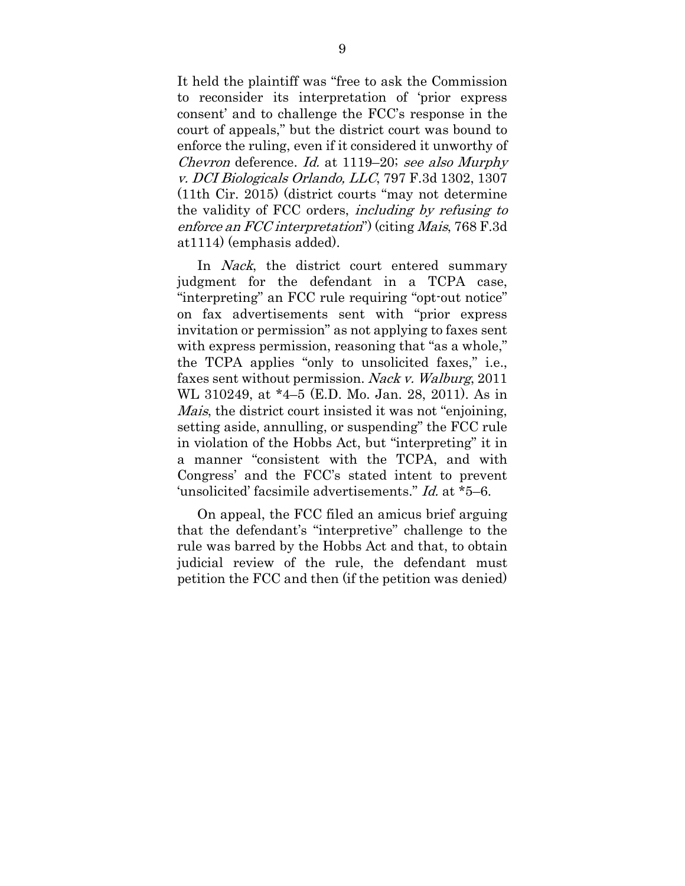It held the plaintiff was "free to ask the Commission to reconsider its interpretation of 'prior express consent' and to challenge the FCC's response in the court of appeals," but the district court was bound to enforce the ruling, even if it considered it unworthy of *Chevron* deference. *Id.* at 1119–20; *see also Murphy v. DCI Biologicals Orlando, LLC*, 797 F.3d 1302, 1307 (11th Cir. 2015) (district courts "may not determine the validity of FCC orders, *including by refusing to enforce an FCC interpretation*") (citing *Mais*, 768 F.3d at1114) (emphasis added).

In *Nack*, the district court entered summary judgment for the defendant in a TCPA case, "interpreting" an FCC rule requiring "opt-out notice" on fax advertisements sent with "prior express invitation or permission" as not applying to faxes sent with express permission, reasoning that "as a whole," the TCPA applies "only to unsolicited faxes," i.e., faxes sent without permission. *Nack v. Walburg*, 2011 WL 310249, at *4–5 (E.D. Mo. Jan. 28, 2011). As in *Mais*, the district court insisted it was not "enjoining, setting aside, annulling, or suspending" the FCC rule in violation of the Hobbs Act, but "interpreting" it in a manner "consistent with the TCPA, and with Congress' and the FCC's stated intent to prevent 'unsolicited' facsimile advertisements." *Id.* at *5–6.

On appeal, the FCC filed an amicus brief arguing that the defendant's "interpretive" challenge to the rule was barred by the Hobbs Act and that, to obtain judicial review of the rule, the defendant must petition the FCC and then (if the petition was denied)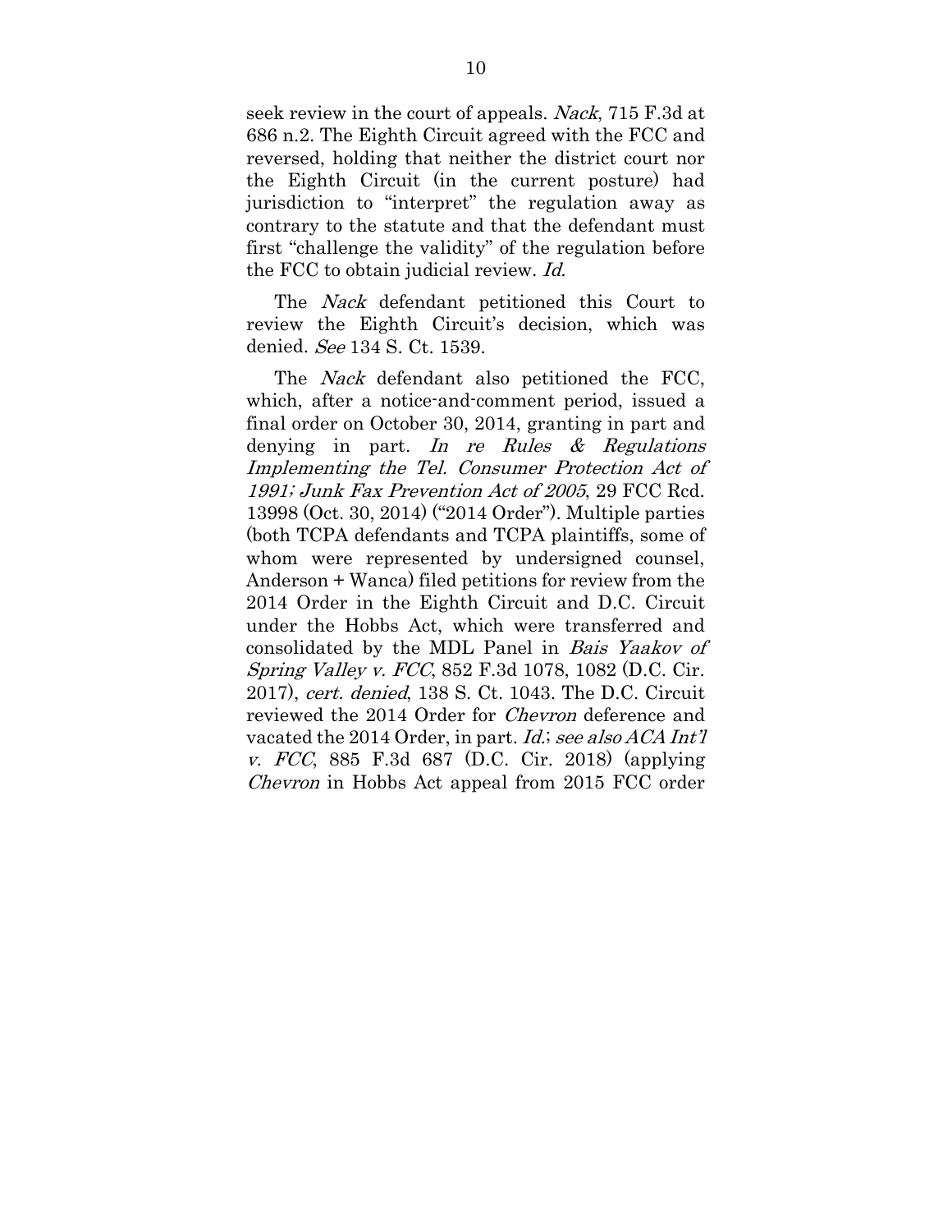seek review in the court of appeals. *Nack*, 715 F.3d at 686 n.2. The Eighth Circuit agreed with the FCC and reversed, holding that neither the district court nor the Eighth Circuit (in the current posture) had jurisdiction to "interpret" the regulation away as contrary to the statute and that the defendant must first "challenge the validity" of the regulation before the FCC to obtain judicial review. *Id.*

The *Nack* defendant petitioned this Court to review the Eighth Circuit's decision, which was denied. *See* 134 S. Ct. 1539.

The *Nack* defendant also petitioned the FCC, which, after a notice-and-comment period, issued a final order on October 30, 2014, granting in part and denying in part. *In re Rules & Regulations Implementing the Tel. Consumer Protection Act of 1991; Junk Fax Prevention Act of 2005*, 29 FCC Rcd. 13998 (Oct. 30, 2014) ("2014 Order"). Multiple parties (both TCPA defendants and TCPA plaintiffs, some of whom were represented by undersigned counsel, Anderson + Wanca) filed petitions for review from the 2014 Order in the Eighth Circuit and D.C. Circuit under the Hobbs Act, which were transferred and consolidated by the MDL Panel in *Bais Yaakov of Spring Valley v. FCC*, 852 F.3d 1078, 1082 (D.C. Cir. 2017), *cert. denied*, 138 S. Ct. 1043. The D.C. Circuit reviewed the 2014 Order for *Chevron* deference and vacated the 2014 Order, in part. *Id.*; *see also ACA Int'l v. FCC*, 885 F.3d 687 (D.C. Cir. 2018) (applying *Chevron* in Hobbs Act appeal from 2015 FCC order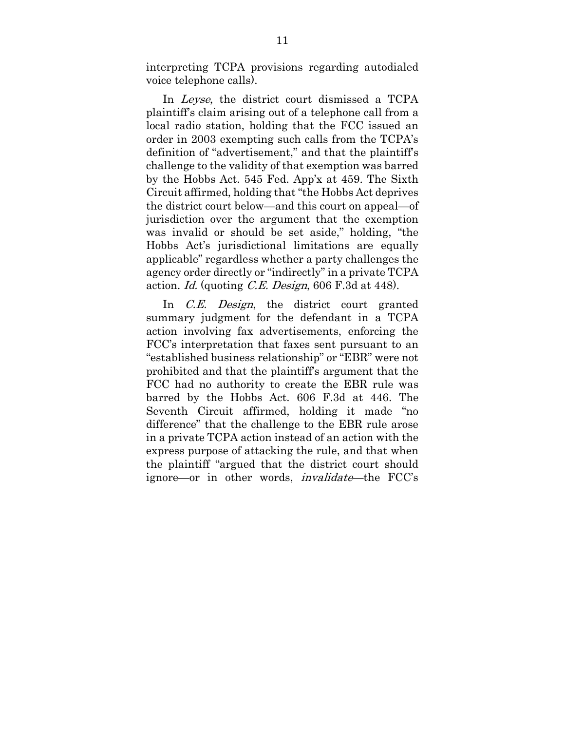interpreting TCPA provisions regarding autodialed voice telephone calls).

In *Leyse*, the district court dismissed a TCPA plaintiff's claim arising out of a telephone call from a local radio station, holding that the FCC issued an order in 2003 exempting such calls from the TCPA's definition of "advertisement," and that the plaintiff's challenge to the validity of that exemption was barred by the Hobbs Act. 545 Fed. App'x at 459. The Sixth Circuit affirmed, holding that "the Hobbs Act deprives the district court below—and this court on appeal—of jurisdiction over the argument that the exemption was invalid or should be set aside," holding, "the Hobbs Act's jurisdictional limitations are equally applicable" regardless whether a party challenges the agency order directly or "indirectly" in a private TCPA action. *Id.* (quoting *C.E. Design*, 606 F.3d at 448).

In *C.E. Design*, the district court granted summary judgment for the defendant in a TCPA action involving fax advertisements, enforcing the FCC's interpretation that faxes sent pursuant to an "established business relationship" or "EBR" were not prohibited and that the plaintiff's argument that the FCC had no authority to create the EBR rule was barred by the Hobbs Act. 606 F.3d at 446. The Seventh Circuit affirmed, holding it made "no difference" that the challenge to the EBR rule arose in a private TCPA action instead of an action with the express purpose of attacking the rule, and that when the plaintiff "argued that the district court should ignore—or in other words, *invalidate*—the FCC's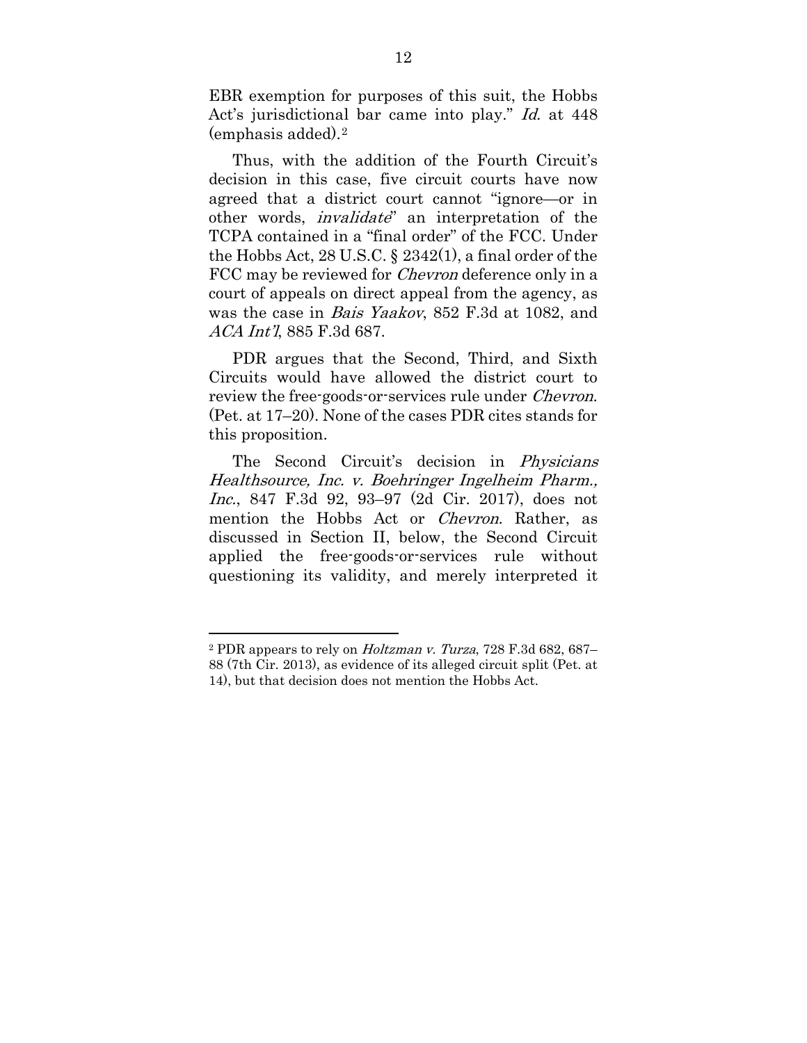EBR exemption for purposes of this suit, the Hobbs Act's jurisdictional bar came into play." *Id.* at 448 (emphasis added).[2]

Thus, with the addition of the Fourth Circuit's decision in this case, five circuit courts have now agreed that a district court cannot "ignore—or in other words, *invalidate*" an interpretation of the TCPA contained in a "final order" of the FCC. Under the Hobbs Act, 28 U.S.C. § 2342(1), a final order of the FCC may be reviewed for *Chevron* deference only in a court of appeals on direct appeal from the agency, as was the case in *Bais Yaakov*, 852 F.3d at 1082, and *ACA Int'l*, 885 F.3d 687.

PDR argues that the Second, Third, and Sixth Circuits would have allowed the district court to review the free-goods-or-services rule under *Chevron*. (Pet. at 17–20). None of the cases PDR cites stands for this proposition.

The Second Circuit's decision in *Physicians Healthsource, Inc. v. Boehringer Ingelheim Pharm., Inc.*, 847 F.3d 92, 93–97 (2d Cir. 2017), does not mention the Hobbs Act or *Chevron*. Rather, as discussed in Section II, below, the Second Circuit applied the free-goods-or-services rule without questioning its validity, and merely interpreted it

---

[2] PDR appears to rely on *Holtzman v. Turza*, 728 F.3d 682, 687–88 (7th Cir. 2013), as evidence of its alleged circuit split (Pet. at 14), but that decision does not mention the Hobbs Act.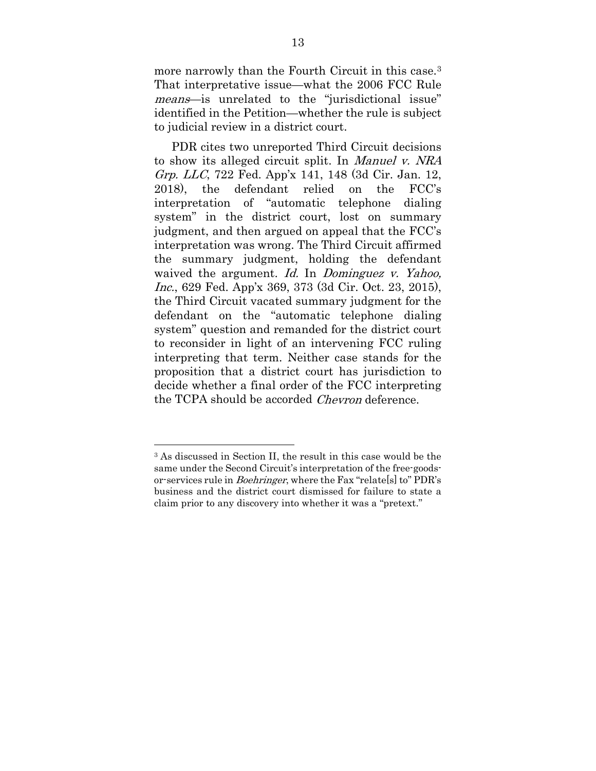more narrowly than the Fourth Circuit in this case.[3] That interpretative issue—what the 2006 FCC Rule *means*—is unrelated to the "jurisdictional issue" identified in the Petition—whether the rule is subject to judicial review in a district court.

PDR cites two unreported Third Circuit decisions to show its alleged circuit split. In *Manuel v. NRA Grp. LLC*, 722 Fed. App'x 141, 148 (3d Cir. Jan. 12, 2018), the defendant relied on the FCC's interpretation of "automatic telephone dialing system" in the district court, lost on summary judgment, and then argued on appeal that the FCC's interpretation was wrong. The Third Circuit affirmed the summary judgment, holding the defendant waived the argument. *Id.* In *Dominguez v. Yahoo, Inc.*, 629 Fed. App'x 369, 373 (3d Cir. Oct. 23, 2015), the Third Circuit vacated summary judgment for the defendant on the "automatic telephone dialing system" question and remanded for the district court to reconsider in light of an intervening FCC ruling interpreting that term. Neither case stands for the proposition that a district court has jurisdiction to decide whether a final order of the FCC interpreting the TCPA should be accorded *Chevron* deference.

---

[3] As discussed in Section II, the result in this case would be the same under the Second Circuit's interpretation of the free-goods-or-services rule in *Boehringer*, where the Fax "relate[s] to" PDR's business and the district court dismissed for failure to state a claim prior to any discovery into whether it was a "pretext."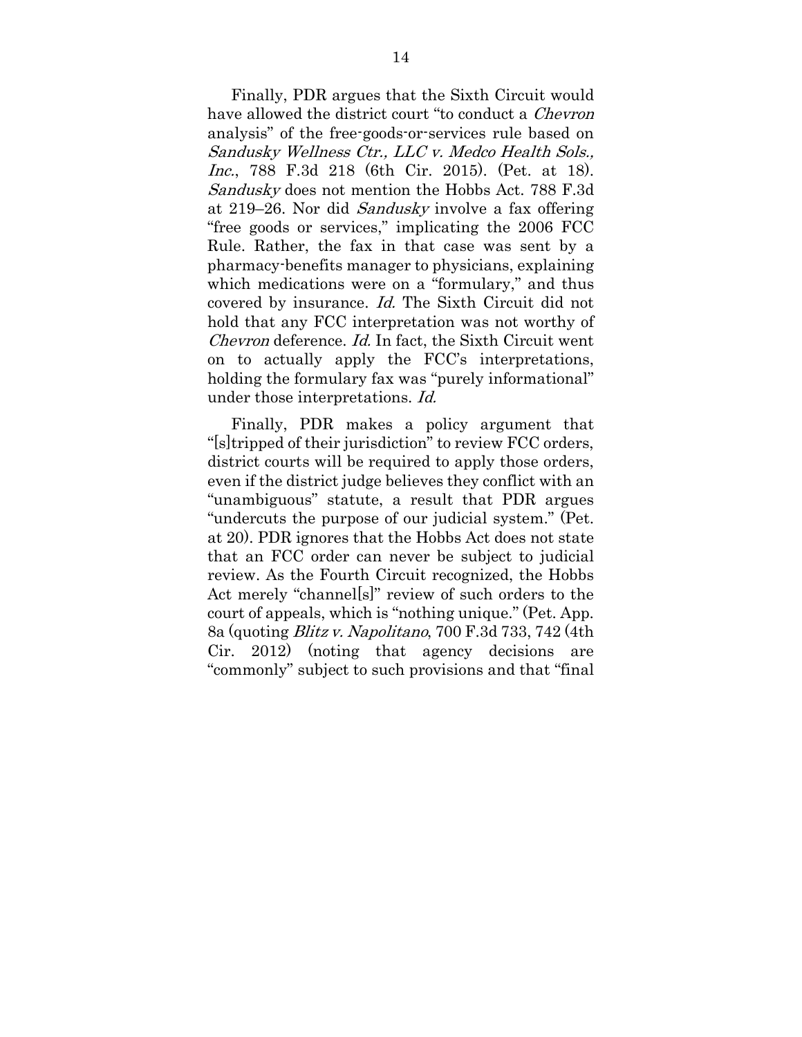Finally, PDR argues that the Sixth Circuit would have allowed the district court "to conduct a *Chevron* analysis" of the free-goods-or-services rule based on *Sandusky Wellness Ctr., LLC v. Medco Health Sols., Inc.*, 788 F.3d 218 (6th Cir. 2015). (Pet. at 18). *Sandusky* does not mention the Hobbs Act. 788 F.3d at 219–26. Nor did *Sandusky* involve a fax offering "free goods or services," implicating the 2006 FCC Rule. Rather, the fax in that case was sent by a pharmacy-benefits manager to physicians, explaining which medications were on a "formulary," and thus covered by insurance. *Id.* The Sixth Circuit did not hold that any FCC interpretation was not worthy of *Chevron* deference. *Id.* In fact, the Sixth Circuit went on to actually apply the FCC's interpretations, holding the formulary fax was "purely informational" under those interpretations. *Id.*

Finally, PDR makes a policy argument that "[s]tripped of their jurisdiction" to review FCC orders, district courts will be required to apply those orders, even if the district judge believes they conflict with an "unambiguous" statute, a result that PDR argues "undercuts the purpose of our judicial system." (Pet. at 20). PDR ignores that the Hobbs Act does not state that an FCC order can never be subject to judicial review. As the Fourth Circuit recognized, the Hobbs Act merely "channel[s]" review of such orders to the court of appeals, which is "nothing unique." (Pet. App. 8a (quoting *Blitz v. Napolitano*, 700 F.3d 733, 742 (4th Cir. 2012) (noting that agency decisions are "commonly" subject to such provisions and that "final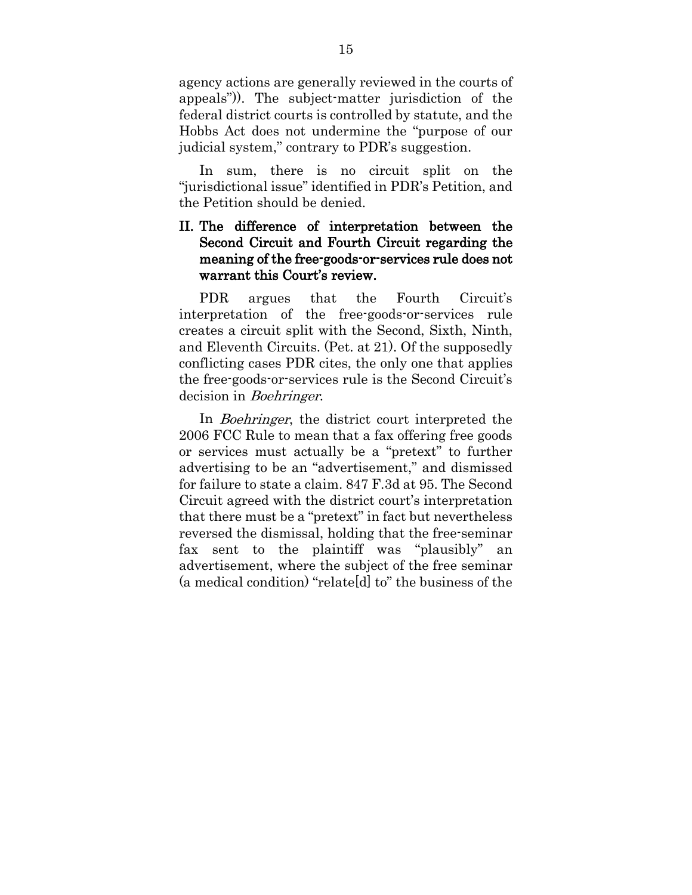agency actions are generally reviewed in the courts of appeals")). The subject-matter jurisdiction of the federal district courts is controlled by statute, and the Hobbs Act does not undermine the "purpose of our judicial system," contrary to PDR's suggestion.

In sum, there is no circuit split on the "jurisdictional issue" identified in PDR's Petition, and the Petition should be denied.

## II. The difference of interpretation between the Second Circuit and Fourth Circuit regarding the meaning of the free-goods-or-services rule does not warrant this Court's review.

PDR argues that the Fourth Circuit's interpretation of the free-goods-or-services rule creates a circuit split with the Second, Sixth, Ninth, and Eleventh Circuits. (Pet. at 21). Of the supposedly conflicting cases PDR cites, the only one that applies the free-goods-or-services rule is the Second Circuit's decision in *Boehringer*.

In *Boehringer*, the district court interpreted the 2006 FCC Rule to mean that a fax offering free goods or services must actually be a "pretext" to further advertising to be an "advertisement," and dismissed for failure to state a claim. 847 F.3d at 95. The Second Circuit agreed with the district court's interpretation that there must be a "pretext" in fact but nevertheless reversed the dismissal, holding that the free-seminar fax sent to the plaintiff was "plausibly" an advertisement, where the subject of the free seminar (a medical condition) "relate[d] to" the business of the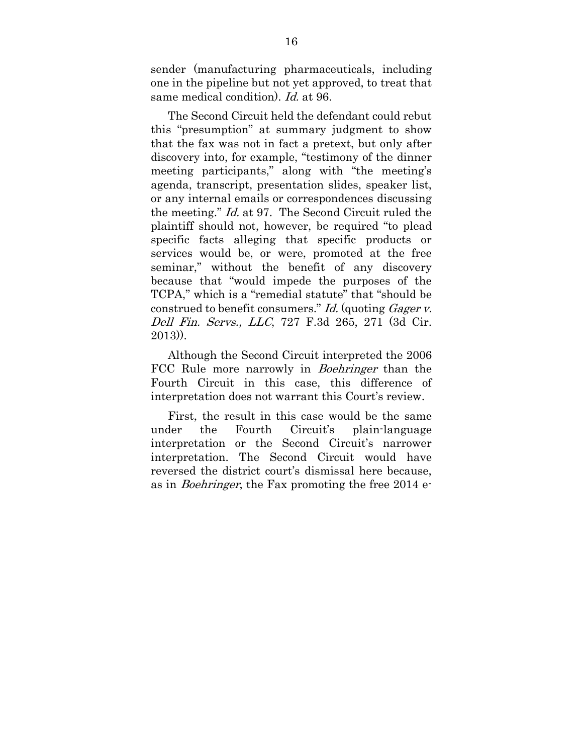sender (manufacturing pharmaceuticals, including one in the pipeline but not yet approved, to treat that same medical condition). *Id.* at 96.

The Second Circuit held the defendant could rebut this "presumption" at summary judgment to show that the fax was not in fact a pretext, but only after discovery into, for example, "testimony of the dinner meeting participants," along with "the meeting's agenda, transcript, presentation slides, speaker list, or any internal emails or correspondences discussing the meeting." *Id.* at 97. The Second Circuit ruled the plaintiff should not, however, be required "to plead specific facts alleging that specific products or services would be, or were, promoted at the free seminar," without the benefit of any discovery because that "would impede the purposes of the TCPA," which is a "remedial statute" that "should be construed to benefit consumers." *Id.* (quoting *Gager v. Dell Fin. Servs., LLC*, 727 F.3d 265, 271 (3d Cir. 2013)).

Although the Second Circuit interpreted the 2006 FCC Rule more narrowly in *Boehringer* than the Fourth Circuit in this case, this difference of interpretation does not warrant this Court's review.

First, the result in this case would be the same under the Fourth Circuit's plain-language interpretation or the Second Circuit's narrower interpretation. The Second Circuit would have reversed the district court's dismissal here because, as in *Boehringer*, the Fax promoting the free 2014 e-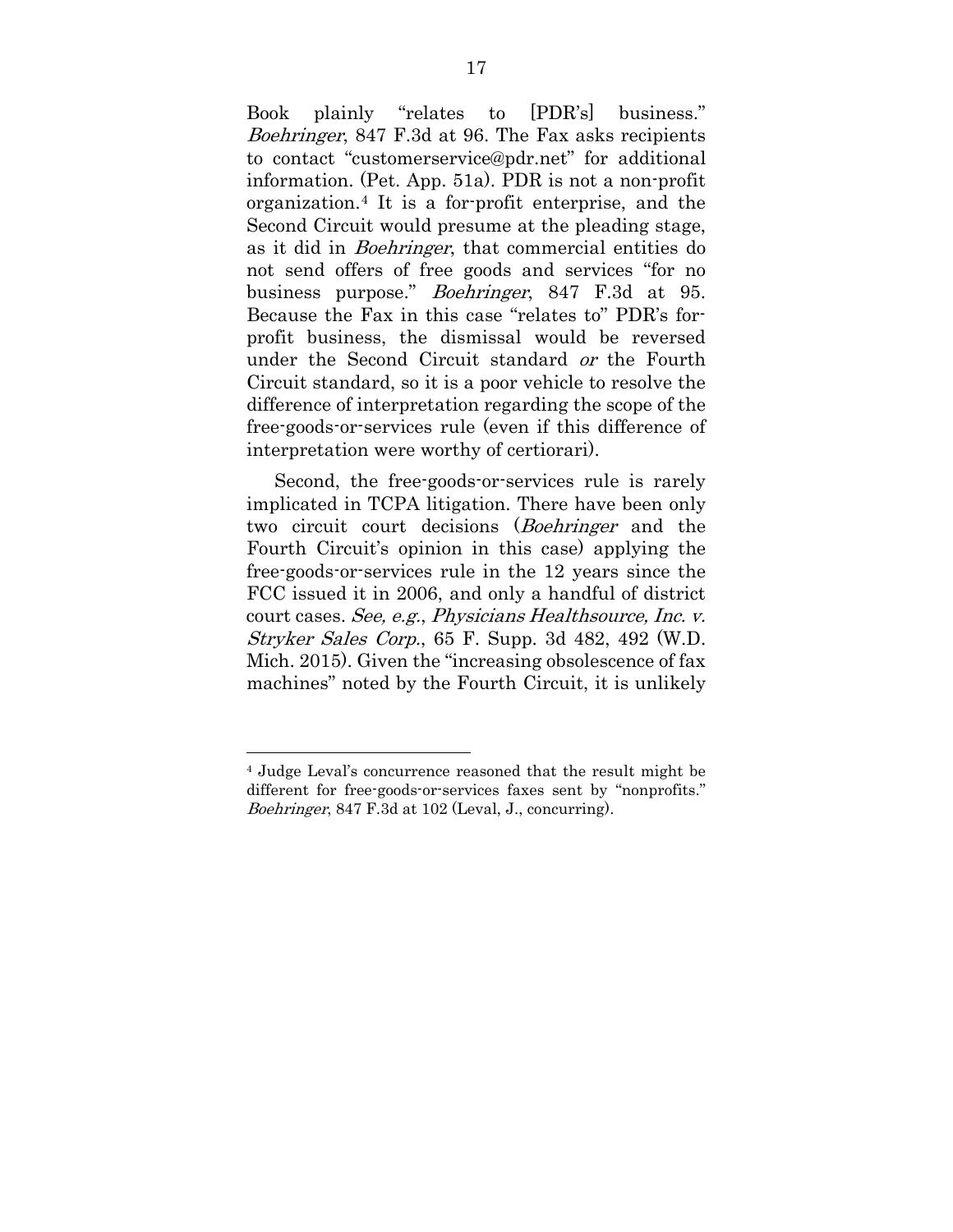Book plainly "relates to [PDR's] business." *Boehringer*, 847 F.3d at 96. The Fax asks recipients to contact "customerservice@pdr.net" for additional information. (Pet. App. 51a). PDR is not a non-profit organization.[4] It is a for-profit enterprise, and the Second Circuit would presume at the pleading stage, as it did in *Boehringer*, that commercial entities do not send offers of free goods and services "for no business purpose." *Boehringer*, 847 F.3d at 95. Because the Fax in this case "relates to" PDR's for-profit business, the dismissal would be reversed under the Second Circuit standard *or* the Fourth Circuit standard, so it is a poor vehicle to resolve the difference of interpretation regarding the scope of the free-goods-or-services rule (even if this difference of interpretation were worthy of certiorari).

Second, the free-goods-or-services rule is rarely implicated in TCPA litigation. There have been only two circuit court decisions (*Boehringer* and the Fourth Circuit's opinion in this case) applying the free-goods-or-services rule in the 12 years since the FCC issued it in 2006, and only a handful of district court cases. *See, e.g.*, *Physicians Healthsource, Inc. v. Stryker Sales Corp.*, 65 F. Supp. 3d 482, 492 (W.D. Mich. 2015). Given the "increasing obsolescence of fax machines" noted by the Fourth Circuit, it is unlikely

[4] Judge Leval's concurrence reasoned that the result might be different for free-goods-or-services faxes sent by "nonprofits." *Boehringer*, 847 F.3d at 102 (Leval, J., concurring).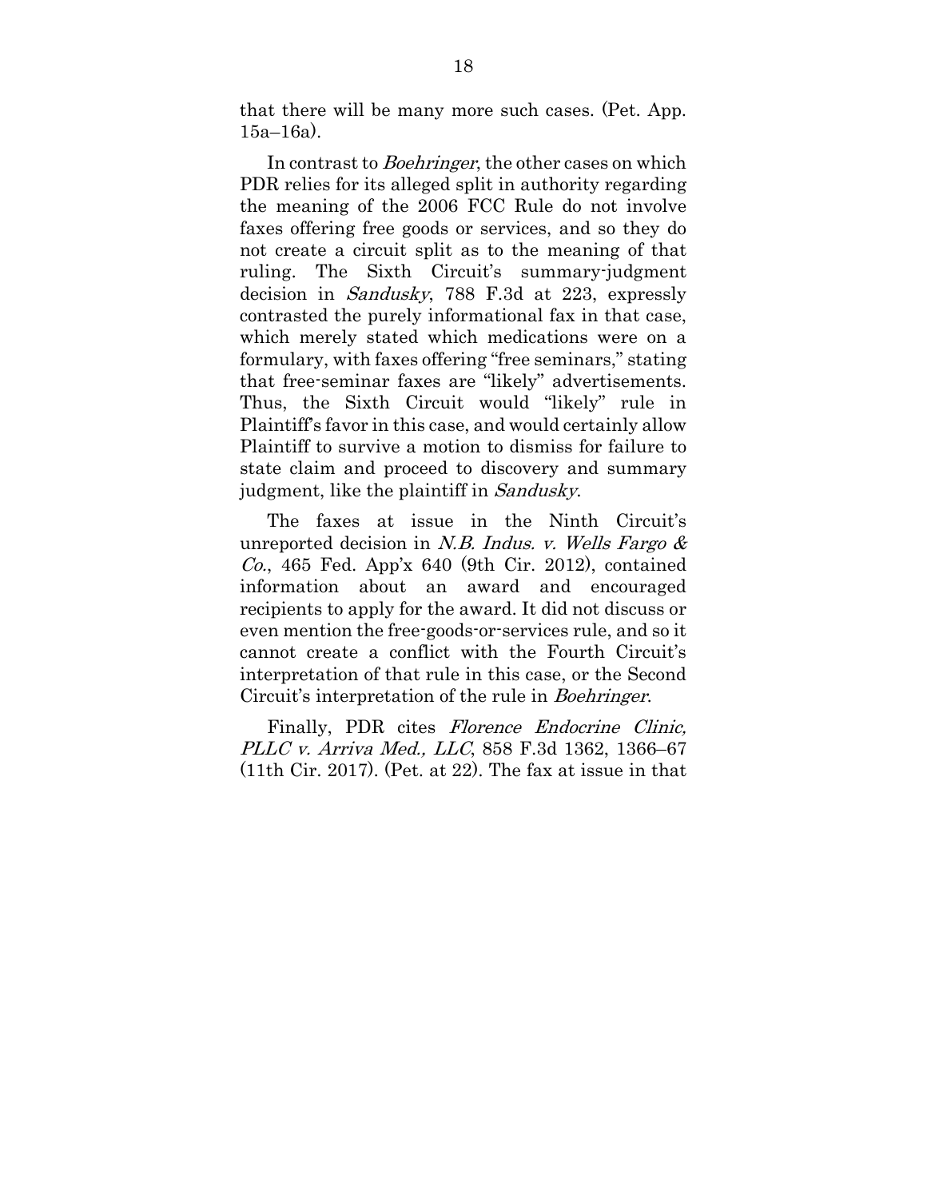that there will be many more such cases. (Pet. App. 15a–16a).

In contrast to *Boehringer*, the other cases on which PDR relies for its alleged split in authority regarding the meaning of the 2006 FCC Rule do not involve faxes offering free goods or services, and so they do not create a circuit split as to the meaning of that ruling. The Sixth Circuit's summary-judgment decision in *Sandusky*, 788 F.3d at 223, expressly contrasted the purely informational fax in that case, which merely stated which medications were on a formulary, with faxes offering "free seminars," stating that free-seminar faxes are "likely" advertisements. Thus, the Sixth Circuit would "likely" rule in Plaintiff's favor in this case, and would certainly allow Plaintiff to survive a motion to dismiss for failure to state claim and proceed to discovery and summary judgment, like the plaintiff in *Sandusky*.

The faxes at issue in the Ninth Circuit's unreported decision in *N.B. Indus. v. Wells Fargo & Co.*, 465 Fed. App'x 640 (9th Cir. 2012), contained information about an award and encouraged recipients to apply for the award. It did not discuss or even mention the free-goods-or-services rule, and so it cannot create a conflict with the Fourth Circuit's interpretation of that rule in this case, or the Second Circuit's interpretation of the rule in *Boehringer*.

Finally, PDR cites *Florence Endocrine Clinic, PLLC v. Arriva Med., LLC*, 858 F.3d 1362, 1366–67 (11th Cir. 2017). (Pet. at 22). The fax at issue in that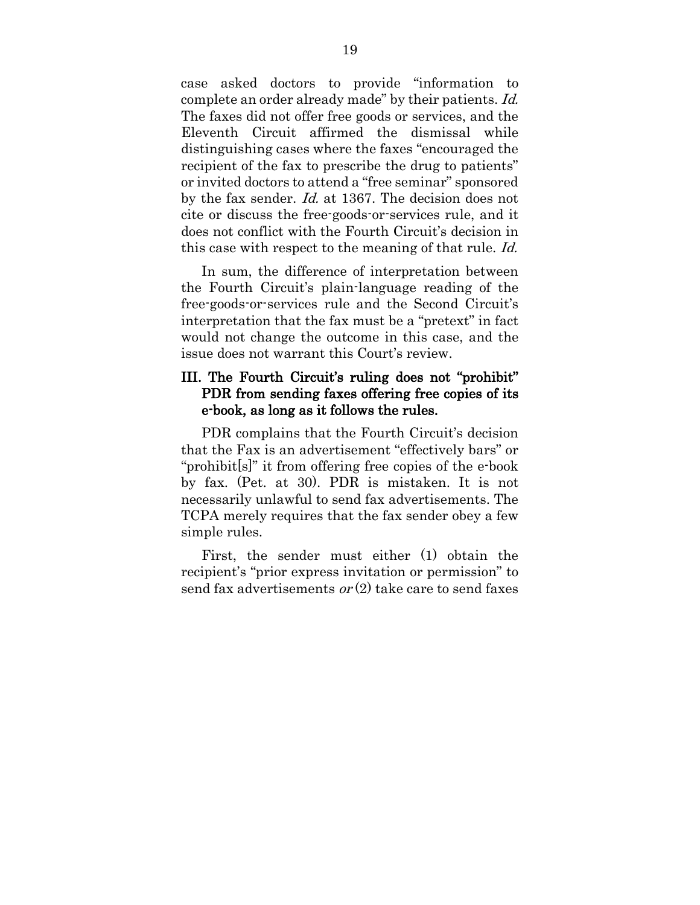case asked doctors to provide "information to complete an order already made" by their patients. *Id.* The faxes did not offer free goods or services, and the Eleventh Circuit affirmed the dismissal while distinguishing cases where the faxes "encouraged the recipient of the fax to prescribe the drug to patients" or invited doctors to attend a "free seminar" sponsored by the fax sender. *Id.* at 1367. The decision does not cite or discuss the free-goods-or-services rule, and it does not conflict with the Fourth Circuit's decision in this case with respect to the meaning of that rule. *Id.*

In sum, the difference of interpretation between the Fourth Circuit's plain-language reading of the free-goods-or-services rule and the Second Circuit's interpretation that the fax must be a "pretext" in fact would not change the outcome in this case, and the issue does not warrant this Court's review.

### III. The Fourth Circuit's ruling does not "prohibit" PDR from sending faxes offering free copies of its e-book, as long as it follows the rules.

PDR complains that the Fourth Circuit's decision that the Fax is an advertisement "effectively bars" or "prohibit[s]" it from offering free copies of the e-book by fax. (Pet. at 30). PDR is mistaken. It is not necessarily unlawful to send fax advertisements. The TCPA merely requires that the fax sender obey a few simple rules.

First, the sender must either (1) obtain the recipient's "prior express invitation or permission" to send fax advertisements *or* (2) take care to send faxes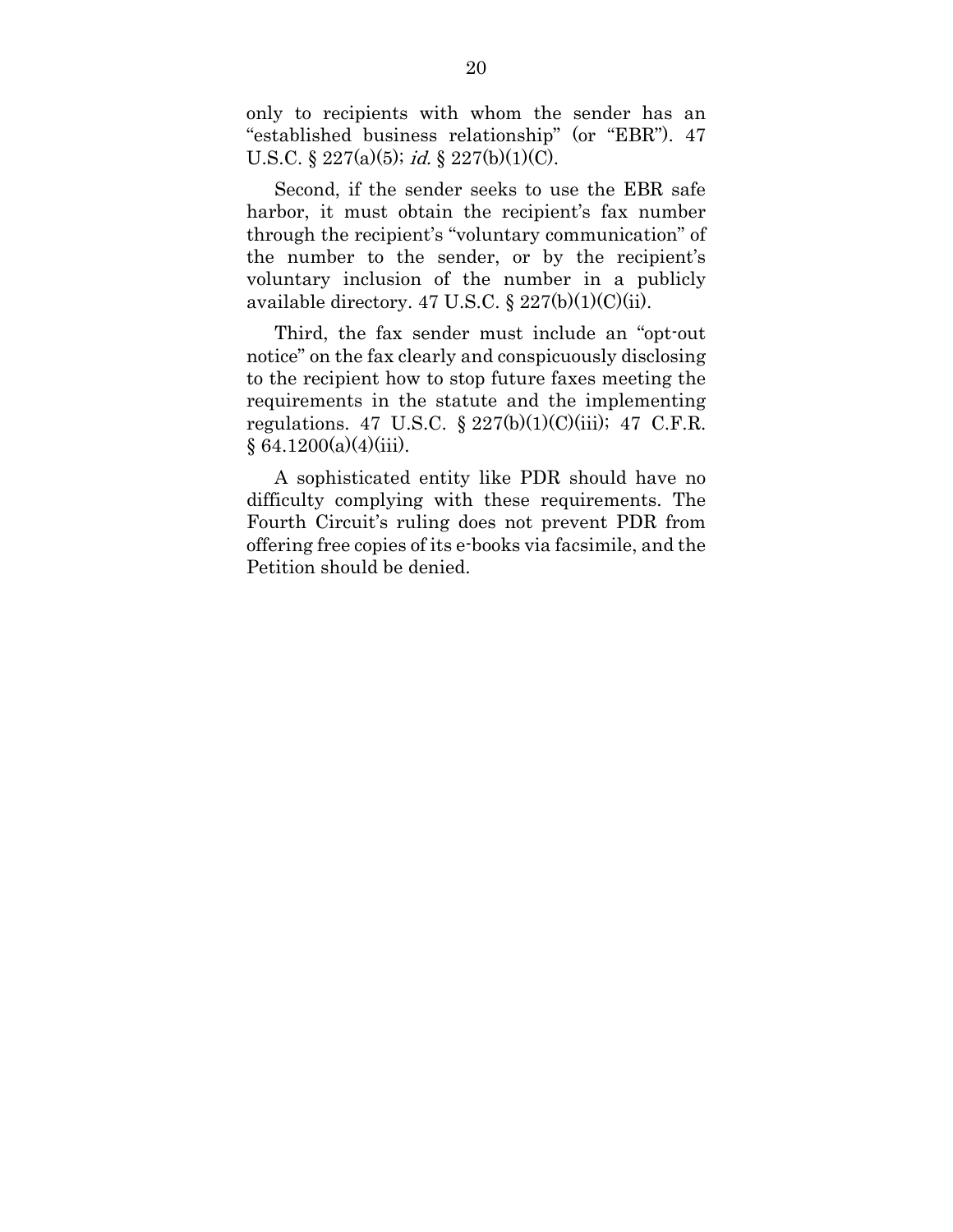only to recipients with whom the sender has an "established business relationship" (or "EBR"). 47 U.S.C. § 227(a)(5); *id.* § 227(b)(1)(C).

Second, if the sender seeks to use the EBR safe harbor, it must obtain the recipient's fax number through the recipient's "voluntary communication" of the number to the sender, or by the recipient's voluntary inclusion of the number in a publicly available directory. 47 U.S.C. § 227(b)(1)(C)(ii).

Third, the fax sender must include an "opt-out notice" on the fax clearly and conspicuously disclosing to the recipient how to stop future faxes meeting the requirements in the statute and the implementing regulations. 47 U.S.C. § 227(b)(1)(C)(iii); 47 C.F.R. § 64.1200(a)(4)(iii).

A sophisticated entity like PDR should have no difficulty complying with these requirements. The Fourth Circuit's ruling does not prevent PDR from offering free copies of its e-books via facsimile, and the Petition should be denied.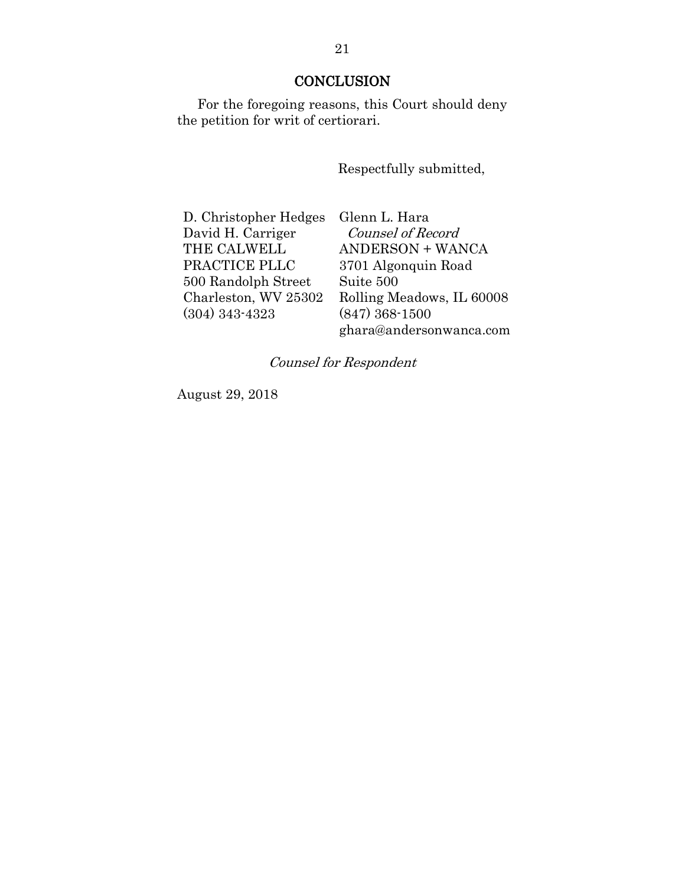## CONCLUSION

For the foregoing reasons, this Court should deny the petition for writ of certiorari.

Respectfully submitted,

| | |
|---|---|
| D. Christopher Hedges | Glenn L. Hara |
| David H. Carriger | *Counsel of Record* |
| THE CALWELL | ANDERSON + WANCA |
| PRACTICE PLLC | 3701 Algonquin Road |
| 500 Randolph Street | Suite 500 |
| Charleston, WV 25302 | Rolling Meadows, IL 60008 |
| (304) 343-4323 | (847) 368-1500 |
| | ghara@andersonwanca.com |

*Counsel for Respondent*

August 29, 2018